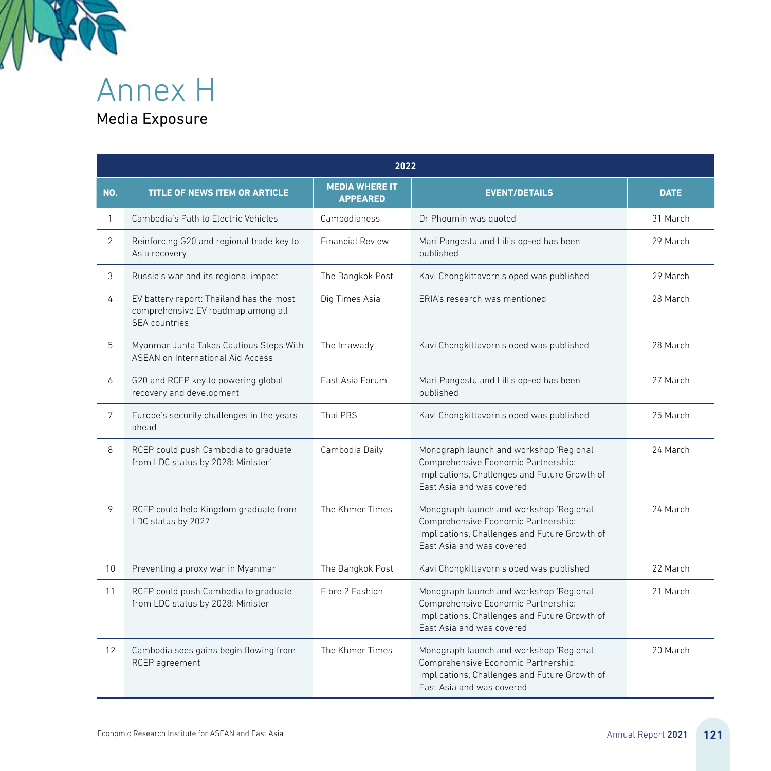# Annex H

## Media Exposure

| 2022 | | | | |
|---|---|---|---|---|
| **NO.** | **TITLE OF NEWS ITEM OR ARTICLE** | **MEDIA WHERE IT APPEARED** | **EVENT/DETAILS** | **DATE** |
| 1 | Cambodia's Path to Electric Vehicles | Cambodianess | Dr Phoumin was quoted | 31 March |
| 2 | Reinforcing G20 and regional trade key to Asia recovery | Financial Review | Mari Pangestu and Lili's op-ed has been published | 29 March |
| 3 | Russia's war and its regional impact | The Bangkok Post | Kavi Chongkittavorn's oped was published | 29 March |
| 4 | EV battery report: Thailand has the most comprehensive EV roadmap among all SEA countries | DigiTimes Asia | ERIA's research was mentioned | 28 March |
| 5 | Myanmar Junta Takes Cautious Steps With ASEAN on International Aid Access | The Irrawady | Kavi Chongkittavorn's oped was published | 28 March |
| 6 | G20 and RCEP key to powering global recovery and development | East Asia Forum | Mari Pangestu and Lili's op-ed has been published | 27 March |
| 7 | Europe's security challenges in the years ahead | Thai PBS | Kavi Chongkittavorn's oped was published | 25 March |
| 8 | RCEP could push Cambodia to graduate from LDC status by 2028: Minister' | Cambodia Daily | Monograph launch and workshop 'Regional Comprehensive Economic Partnership: Implications, Challenges and Future Growth of East Asia and was covered | 24 March |
| 9 | RCEP could help Kingdom graduate from LDC status by 2027 | The Khmer Times | Monograph launch and workshop 'Regional Comprehensive Economic Partnership: Implications, Challenges and Future Growth of East Asia and was covered | 24 March |
| 10 | Preventing a proxy war in Myanmar | The Bangkok Post | Kavi Chongkittavorn's oped was published | 22 March |
| 11 | RCEP could push Cambodia to graduate from LDC status by 2028: Minister | Fibre 2 Fashion | Monograph launch and workshop 'Regional Comprehensive Economic Partnership: Implications, Challenges and Future Growth of East Asia and was covered | 21 March |
| 12 | Cambodia sees gains begin flowing from RCEP agreement | The Khmer Times | Monograph launch and workshop 'Regional Comprehensive Economic Partnership: Implications, Challenges and Future Growth of East Asia and was covered | 20 March |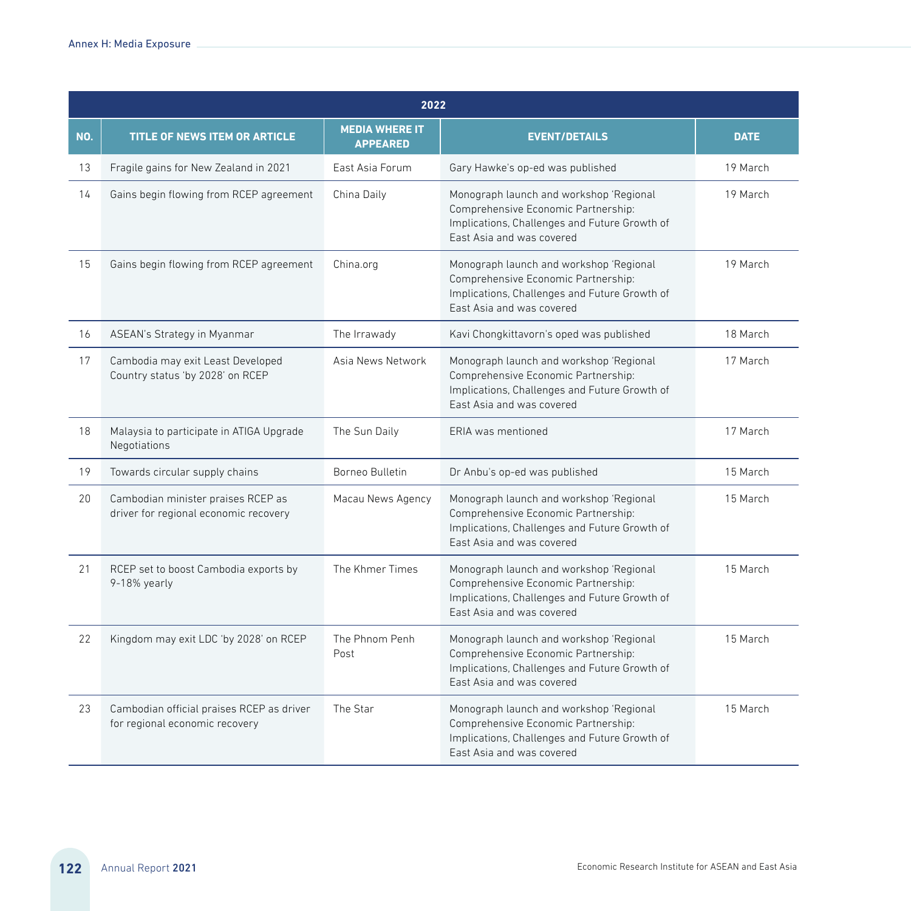| 2022 | | | | |
|---|---|---|---|---|
| NO. | TITLE OF NEWS ITEM OR ARTICLE | MEDIA WHERE IT APPEARED | EVENT/DETAILS | DATE |
| 13 | Fragile gains for New Zealand in 2021 | East Asia Forum | Gary Hawke's op-ed was published | 19 March |
| 14 | Gains begin flowing from RCEP agreement | China Daily | Monograph launch and workshop 'Regional Comprehensive Economic Partnership: Implications, Challenges and Future Growth of East Asia and was covered | 19 March |
| 15 | Gains begin flowing from RCEP agreement | China.org | Monograph launch and workshop 'Regional Comprehensive Economic Partnership: Implications, Challenges and Future Growth of East Asia and was covered | 19 March |
| 16 | ASEAN's Strategy in Myanmar | The Irrawady | Kavi Chongkittavorn's oped was published | 18 March |
| 17 | Cambodia may exit Least Developed Country status 'by 2028' on RCEP | Asia News Network | Monograph launch and workshop 'Regional Comprehensive Economic Partnership: Implications, Challenges and Future Growth of East Asia and was covered | 17 March |
| 18 | Malaysia to participate in ATIGA Upgrade Negotiations | The Sun Daily | ERIA was mentioned | 17 March |
| 19 | Towards circular supply chains | Borneo Bulletin | Dr Anbu's op-ed was published | 15 March |
| 20 | Cambodian minister praises RCEP as driver for regional economic recovery | Macau News Agency | Monograph launch and workshop 'Regional Comprehensive Economic Partnership: Implications, Challenges and Future Growth of East Asia and was covered | 15 March |
| 21 | RCEP set to boost Cambodia exports by 9-18% yearly | The Khmer Times | Monograph launch and workshop 'Regional Comprehensive Economic Partnership: Implications, Challenges and Future Growth of East Asia and was covered | 15 March |
| 22 | Kingdom may exit LDC 'by 2028' on RCEP | The Phnom Penh Post | Monograph launch and workshop 'Regional Comprehensive Economic Partnership: Implications, Challenges and Future Growth of East Asia and was covered | 15 March |
| 23 | Cambodian official praises RCEP as driver for regional economic recovery | The Star | Monograph launch and workshop 'Regional Comprehensive Economic Partnership: Implications, Challenges and Future Growth of East Asia and was covered | 15 March |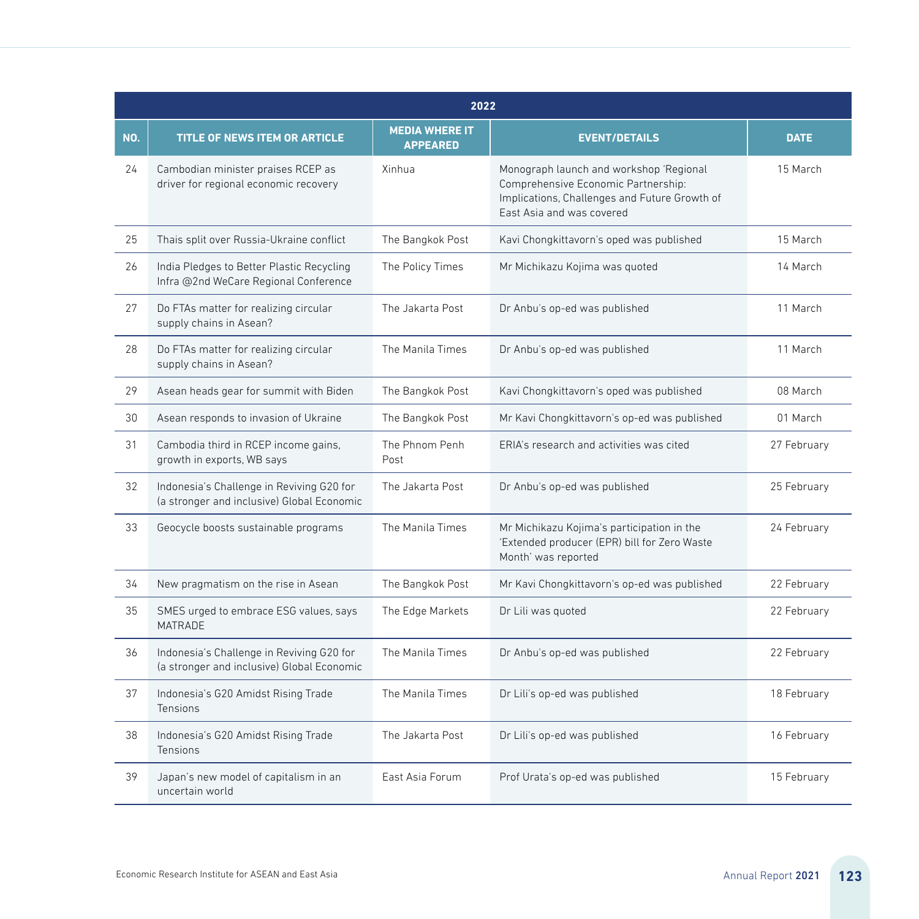| 2022 | | | | |
|---|---|---|---|---|
| NO. | TITLE OF NEWS ITEM OR ARTICLE | MEDIA WHERE IT APPEARED | EVENT/DETAILS | DATE |
| 24 | Cambodian minister praises RCEP as driver for regional economic recovery | Xinhua | Monograph launch and workshop 'Regional Comprehensive Economic Partnership: Implications, Challenges and Future Growth of East Asia and was covered | 15 March |
| 25 | Thais split over Russia-Ukraine conflict | The Bangkok Post | Kavi Chongkittavorn's oped was published | 15 March |
| 26 | India Pledges to Better Plastic Recycling Infra @2nd WeCare Regional Conference | The Policy Times | Mr Michikazu Kojima was quoted | 14 March |
| 27 | Do FTAs matter for realizing circular supply chains in Asean? | The Jakarta Post | Dr Anbu's op-ed was published | 11 March |
| 28 | Do FTAs matter for realizing circular supply chains in Asean? | The Manila Times | Dr Anbu's op-ed was published | 11 March |
| 29 | Asean heads gear for summit with Biden | The Bangkok Post | Kavi Chongkittavorn's oped was published | 08 March |
| 30 | Asean responds to invasion of Ukraine | The Bangkok Post | Mr Kavi Chongkittavorn's op-ed was published | 01 March |
| 31 | Cambodia third in RCEP income gains, growth in exports, WB says | The Phnom Penh Post | ERIA's research and activities was cited | 27 February |
| 32 | Indonesia's Challenge in Reviving G20 for (a stronger and inclusive) Global Economic | The Jakarta Post | Dr Anbu's op-ed was published | 25 February |
| 33 | Geocycle boosts sustainable programs | The Manila Times | Mr Michikazu Kojima's participation in the 'Extended producer (EPR) bill for Zero Waste Month' was reported | 24 February |
| 34 | New pragmatism on the rise in Asean | The Bangkok Post | Mr Kavi Chongkittavorn's op-ed was published | 22 February |
| 35 | SMES urged to embrace ESG values, says MATRADE | The Edge Markets | Dr Lili was quoted | 22 February |
| 36 | Indonesia's Challenge in Reviving G20 for (a stronger and inclusive) Global Economic | The Manila Times | Dr Anbu's op-ed was published | 22 February |
| 37 | Indonesia's G20 Amidst Rising Trade Tensions | The Manila Times | Dr Lili's op-ed was published | 18 February |
| 38 | Indonesia's G20 Amidst Rising Trade Tensions | The Jakarta Post | Dr Lili's op-ed was published | 16 February |
| 39 | Japan's new model of capitalism in an uncertain world | East Asia Forum | Prof Urata's op-ed was published | 15 February |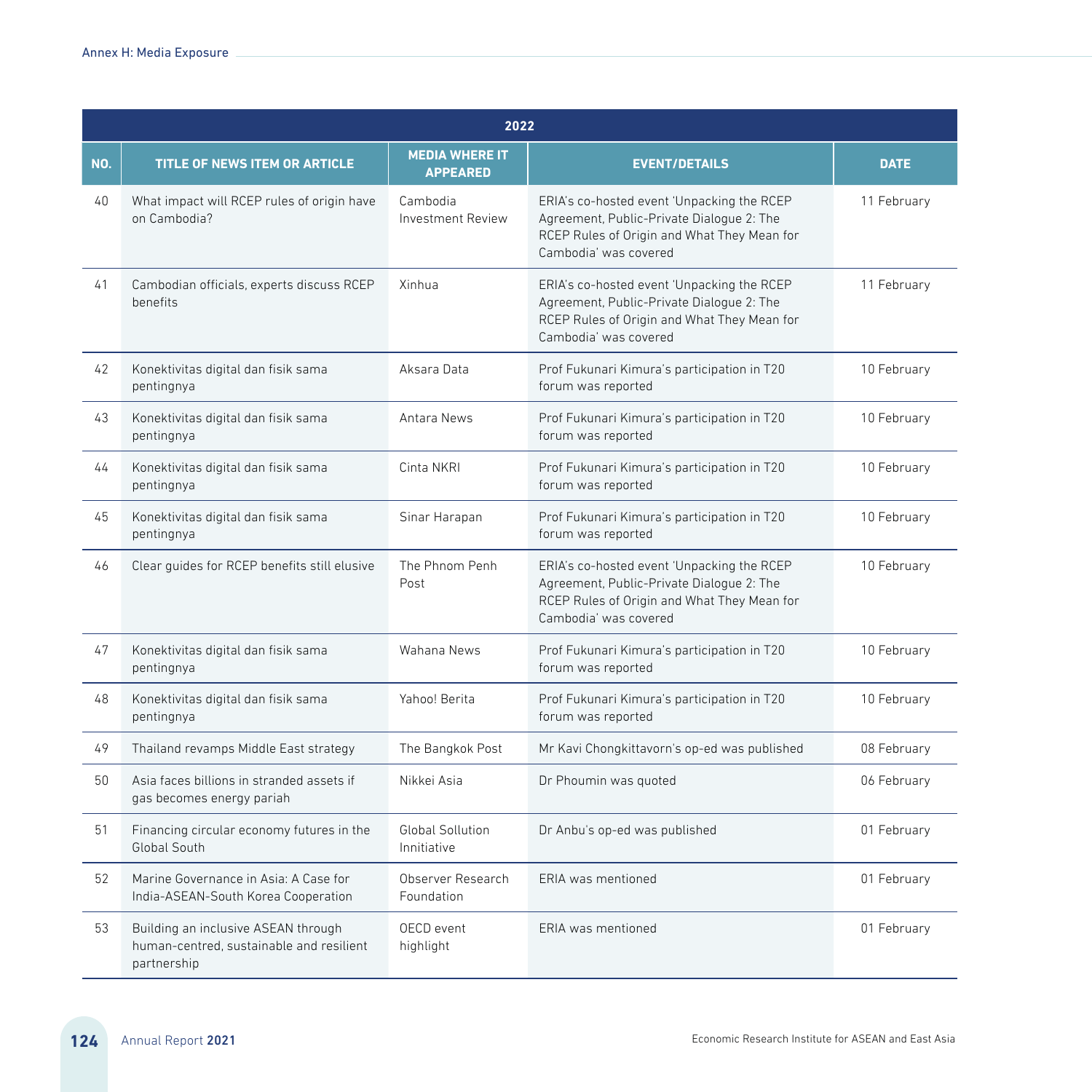| 2022 | | | | |
|---|---|---|---|---|
| **NO.** | **TITLE OF NEWS ITEM OR ARTICLE** | **MEDIA WHERE IT APPEARED** | **EVENT/DETAILS** | **DATE** |
| 40 | What impact will RCEP rules of origin have on Cambodia? | Cambodia Investment Review | ERIA's co-hosted event 'Unpacking the RCEP Agreement, Public-Private Dialogue 2: The RCEP Rules of Origin and What They Mean for Cambodia' was covered | 11 February |
| 41 | Cambodian officials, experts discuss RCEP benefits | Xinhua | ERIA's co-hosted event 'Unpacking the RCEP Agreement, Public-Private Dialogue 2: The RCEP Rules of Origin and What They Mean for Cambodia' was covered | 11 February |
| 42 | Konektivitas digital dan fisik sama pentingnya | Aksara Data | Prof Fukunari Kimura's participation in T20 forum was reported | 10 February |
| 43 | Konektivitas digital dan fisik sama pentingnya | Antara News | Prof Fukunari Kimura's participation in T20 forum was reported | 10 February |
| 44 | Konektivitas digital dan fisik sama pentingnya | Cinta NKRI | Prof Fukunari Kimura's participation in T20 forum was reported | 10 February |
| 45 | Konektivitas digital dan fisik sama pentingnya | Sinar Harapan | Prof Fukunari Kimura's participation in T20 forum was reported | 10 February |
| 46 | Clear guides for RCEP benefits still elusive | The Phnom Penh Post | ERIA's co-hosted event 'Unpacking the RCEP Agreement, Public-Private Dialogue 2: The RCEP Rules of Origin and What They Mean for Cambodia' was covered | 10 February |
| 47 | Konektivitas digital dan fisik sama pentingnya | Wahana News | Prof Fukunari Kimura's participation in T20 forum was reported | 10 February |
| 48 | Konektivitas digital dan fisik sama pentingnya | Yahoo! Berita | Prof Fukunari Kimura's participation in T20 forum was reported | 10 February |
| 49 | Thailand revamps Middle East strategy | The Bangkok Post | Mr Kavi Chongkittavorn's op-ed was published | 08 February |
| 50 | Asia faces billions in stranded assets if gas becomes energy pariah | Nikkei Asia | Dr Phoumin was quoted | 06 February |
| 51 | Financing circular economy futures in the Global South | Global Sollution Innitiative | Dr Anbu's op-ed was published | 01 February |
| 52 | Marine Governance in Asia: A Case for India-ASEAN-South Korea Cooperation | Observer Research Foundation | ERIA was mentioned | 01 February |
| 53 | Building an inclusive ASEAN through human-centred, sustainable and resilient partnership | OECD event highlight | ERIA was mentioned | 01 February |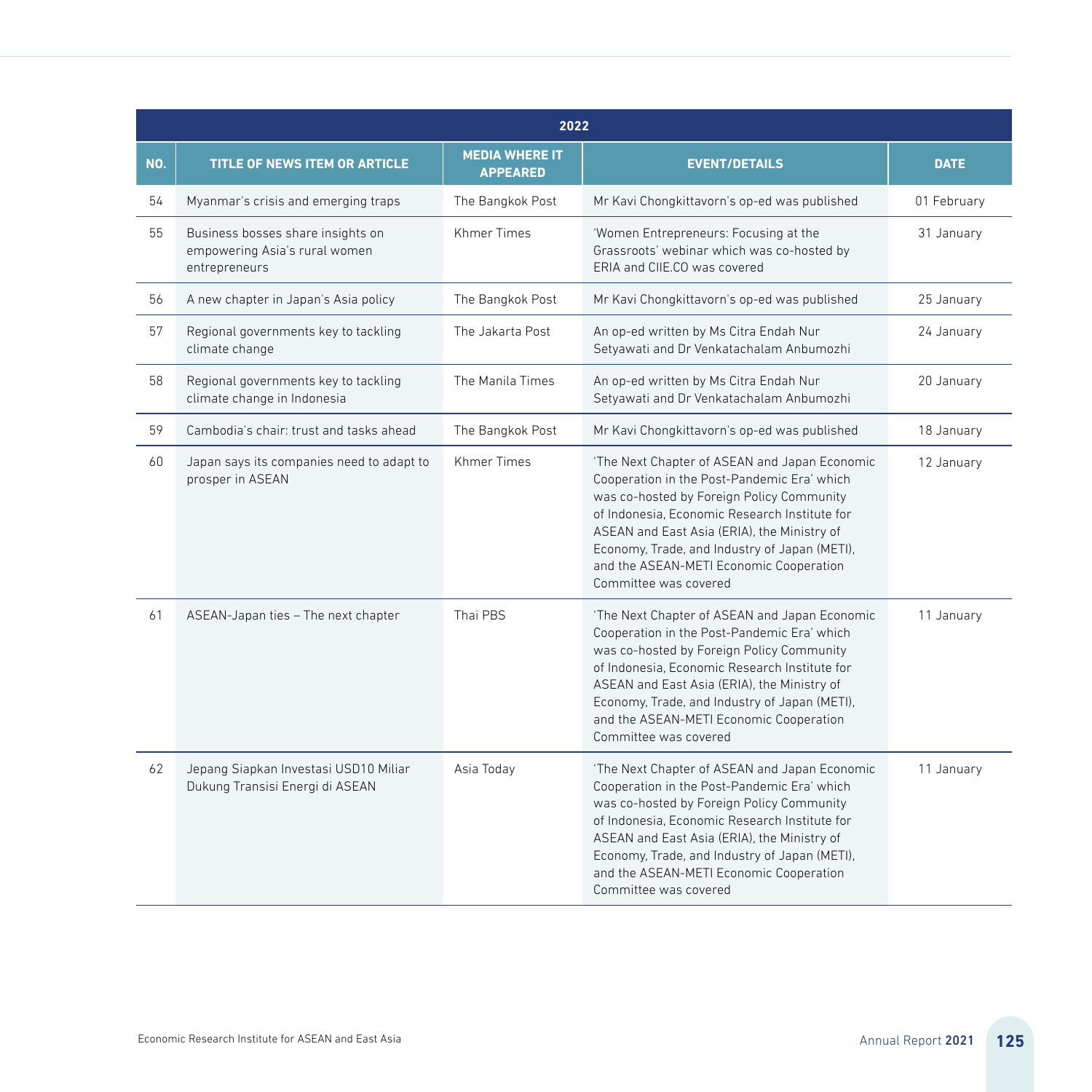| 2022 | | | | |
|---|---|---|---|---|
| NO. | TITLE OF NEWS ITEM OR ARTICLE | MEDIA WHERE IT APPEARED | EVENT/DETAILS | DATE |
| 54 | Myanmar's crisis and emerging traps | The Bangkok Post | Mr Kavi Chongkittavorn's op-ed was published | 01 February |
| 55 | Business bosses share insights on empowering Asia's rural women entrepreneurs | Khmer Times | 'Women Entrepreneurs: Focusing at the Grassroots' webinar which was co-hosted by ERIA and CIIE.CO was covered | 31 January |
| 56 | A new chapter in Japan's Asia policy | The Bangkok Post | Mr Kavi Chongkittavorn's op-ed was published | 25 January |
| 57 | Regional governments key to tackling climate change | The Jakarta Post | An op-ed written by Ms Citra Endah Nur Setyawati and Dr Venkatachalam Anbumozhi | 24 January |
| 58 | Regional governments key to tackling climate change in Indonesia | The Manila Times | An op-ed written by Ms Citra Endah Nur Setyawati and Dr Venkatachalam Anbumozhi | 20 January |
| 59 | Cambodia's chair: trust and tasks ahead | The Bangkok Post | Mr Kavi Chongkittavorn's op-ed was published | 18 January |
| 60 | Japan says its companies need to adapt to prosper in ASEAN | Khmer Times | 'The Next Chapter of ASEAN and Japan Economic Cooperation in the Post-Pandemic Era' which was co-hosted by Foreign Policy Community of Indonesia, Economic Research Institute for ASEAN and East Asia (ERIA), the Ministry of Economy, Trade, and Industry of Japan (METI), and the ASEAN-METI Economic Cooperation Committee was covered | 12 January |
| 61 | ASEAN-Japan ties – The next chapter | Thai PBS | 'The Next Chapter of ASEAN and Japan Economic Cooperation in the Post-Pandemic Era' which was co-hosted by Foreign Policy Community of Indonesia, Economic Research Institute for ASEAN and East Asia (ERIA), the Ministry of Economy, Trade, and Industry of Japan (METI), and the ASEAN-METI Economic Cooperation Committee was covered | 11 January |
| 62 | Jepang Siapkan Investasi USD10 Miliar Dukung Transisi Energi di ASEAN | Asia Today | 'The Next Chapter of ASEAN and Japan Economic Cooperation in the Post-Pandemic Era' which was co-hosted by Foreign Policy Community of Indonesia, Economic Research Institute for ASEAN and East Asia (ERIA), the Ministry of Economy, Trade, and Industry of Japan (METI), and the ASEAN-METI Economic Cooperation Committee was covered | 11 January |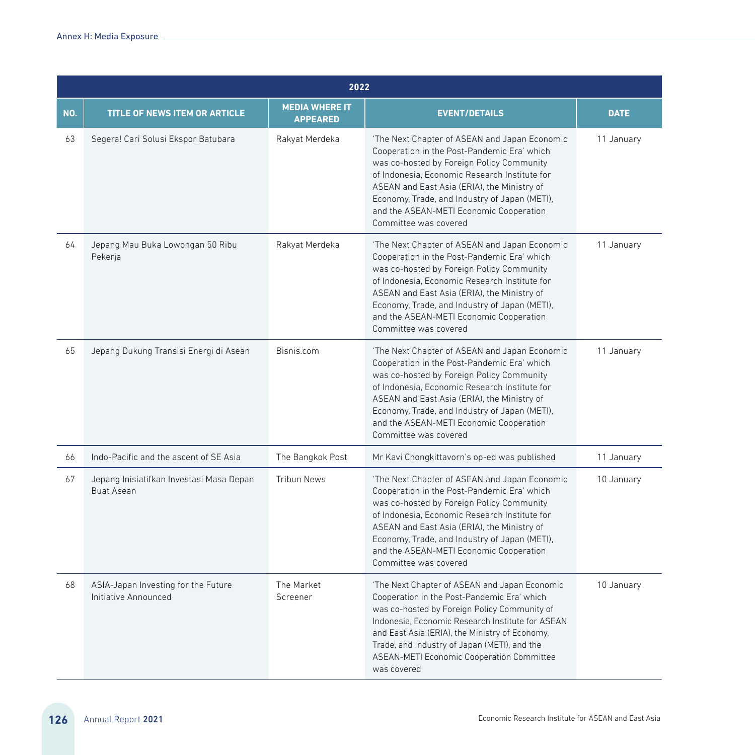| 2022 | | | | |
|---|---|---|---|---|
| NO. | TITLE OF NEWS ITEM OR ARTICLE | MEDIA WHERE IT APPEARED | EVENT/DETAILS | DATE |
| 63 | Segera! Cari Solusi Ekspor Batubara | Rakyat Merdeka | 'The Next Chapter of ASEAN and Japan Economic Cooperation in the Post-Pandemic Era' which was co-hosted by Foreign Policy Community of Indonesia, Economic Research Institute for ASEAN and East Asia (ERIA), the Ministry of Economy, Trade, and Industry of Japan (METI), and the ASEAN-METI Economic Cooperation Committee was covered | 11 January |
| 64 | Jepang Mau Buka Lowongan 50 Ribu Pekerja | Rakyat Merdeka | 'The Next Chapter of ASEAN and Japan Economic Cooperation in the Post-Pandemic Era' which was co-hosted by Foreign Policy Community of Indonesia, Economic Research Institute for ASEAN and East Asia (ERIA), the Ministry of Economy, Trade, and Industry of Japan (METI), and the ASEAN-METI Economic Cooperation Committee was covered | 11 January |
| 65 | Jepang Dukung Transisi Energi di Asean | Bisnis.com | 'The Next Chapter of ASEAN and Japan Economic Cooperation in the Post-Pandemic Era' which was co-hosted by Foreign Policy Community of Indonesia, Economic Research Institute for ASEAN and East Asia (ERIA), the Ministry of Economy, Trade, and Industry of Japan (METI), and the ASEAN-METI Economic Cooperation Committee was covered | 11 January |
| 66 | Indo-Pacific and the ascent of SE Asia | The Bangkok Post | Mr Kavi Chongkittavorn's op-ed was published | 11 January |
| 67 | Jepang Inisiatifkan Investasi Masa Depan Buat Asean | Tribun News | 'The Next Chapter of ASEAN and Japan Economic Cooperation in the Post-Pandemic Era' which was co-hosted by Foreign Policy Community of Indonesia, Economic Research Institute for ASEAN and East Asia (ERIA), the Ministry of Economy, Trade, and Industry of Japan (METI), and the ASEAN-METI Economic Cooperation Committee was covered | 10 January |
| 68 | ASIA-Japan Investing for the Future Initiative Announced | The Market Screener | 'The Next Chapter of ASEAN and Japan Economic Cooperation in the Post-Pandemic Era' which was co-hosted by Foreign Policy Community of Indonesia, Economic Research Institute for ASEAN and East Asia (ERIA), the Ministry of Economy, Trade, and Industry of Japan (METI), and the ASEAN-METI Economic Cooperation Committee was covered | 10 January |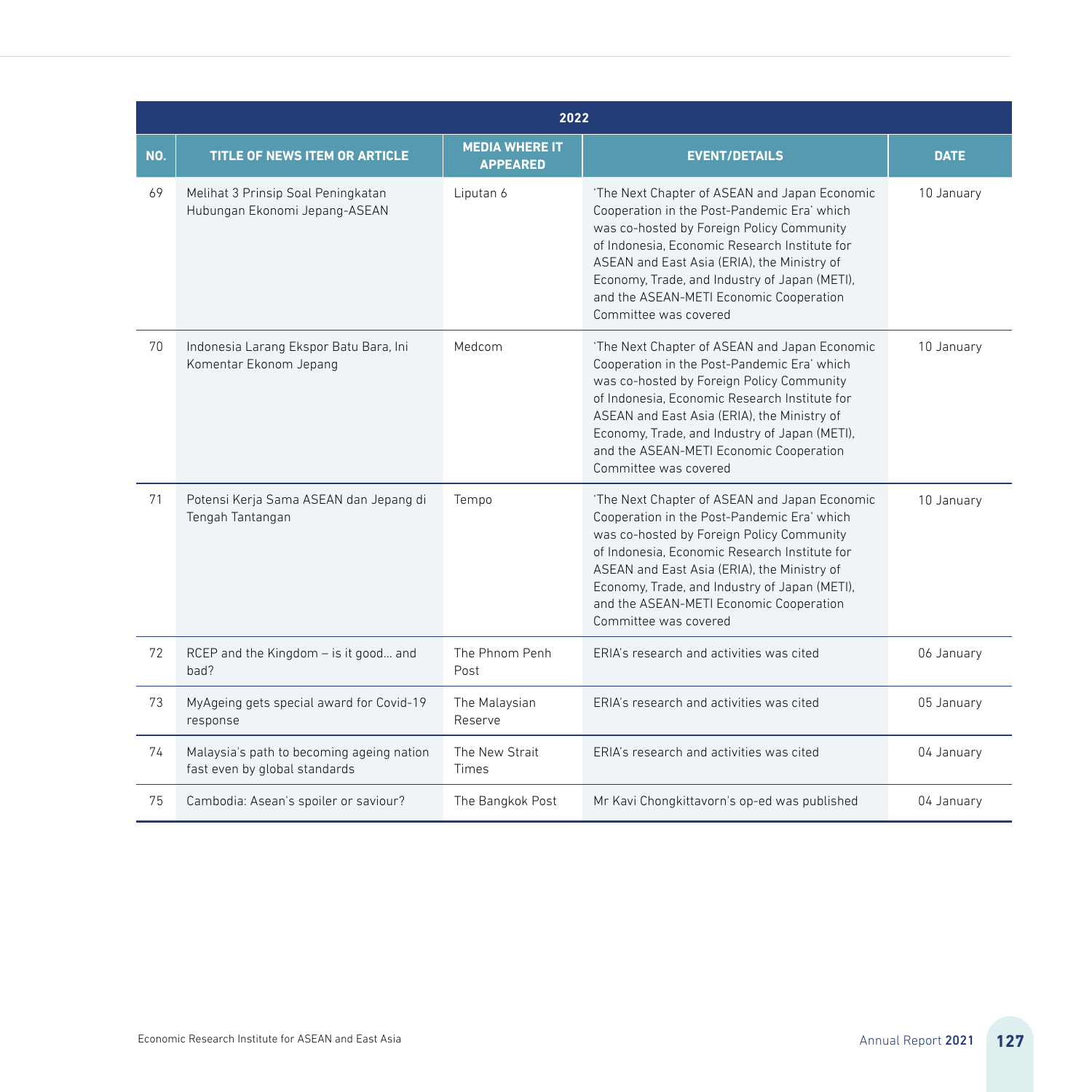| 2022 | | | | |
|---|---|---|---|---|
| **NO.** | **TITLE OF NEWS ITEM OR ARTICLE** | **MEDIA WHERE IT APPEARED** | **EVENT/DETAILS** | **DATE** |
| 69 | Melihat 3 Prinsip Soal Peningkatan Hubungan Ekonomi Jepang-ASEAN | Liputan 6 | 'The Next Chapter of ASEAN and Japan Economic Cooperation in the Post-Pandemic Era' which was co-hosted by Foreign Policy Community of Indonesia, Economic Research Institute for ASEAN and East Asia (ERIA), the Ministry of Economy, Trade, and Industry of Japan (METI), and the ASEAN-METI Economic Cooperation Committee was covered | 10 January |
| 70 | Indonesia Larang Ekspor Batu Bara, Ini Komentar Ekonom Jepang | Medcom | 'The Next Chapter of ASEAN and Japan Economic Cooperation in the Post-Pandemic Era' which was co-hosted by Foreign Policy Community of Indonesia, Economic Research Institute for ASEAN and East Asia (ERIA), the Ministry of Economy, Trade, and Industry of Japan (METI), and the ASEAN-METI Economic Cooperation Committee was covered | 10 January |
| 71 | Potensi Kerja Sama ASEAN dan Jepang di Tengah Tantangan | Tempo | 'The Next Chapter of ASEAN and Japan Economic Cooperation in the Post-Pandemic Era' which was co-hosted by Foreign Policy Community of Indonesia, Economic Research Institute for ASEAN and East Asia (ERIA), the Ministry of Economy, Trade, and Industry of Japan (METI), and the ASEAN-METI Economic Cooperation Committee was covered | 10 January |
| 72 | RCEP and the Kingdom – is it good... and bad? | The Phnom Penh Post | ERIA's research and activities was cited | 06 January |
| 73 | MyAgeing gets special award for Covid-19 response | The Malaysian Reserve | ERIA's research and activities was cited | 05 January |
| 74 | Malaysia's path to becoming ageing nation fast even by global standards | The New Strait Times | ERIA's research and activities was cited | 04 January |
| 75 | Cambodia: Asean's spoiler or saviour? | The Bangkok Post | Mr Kavi Chongkittavorn's op-ed was published | 04 January |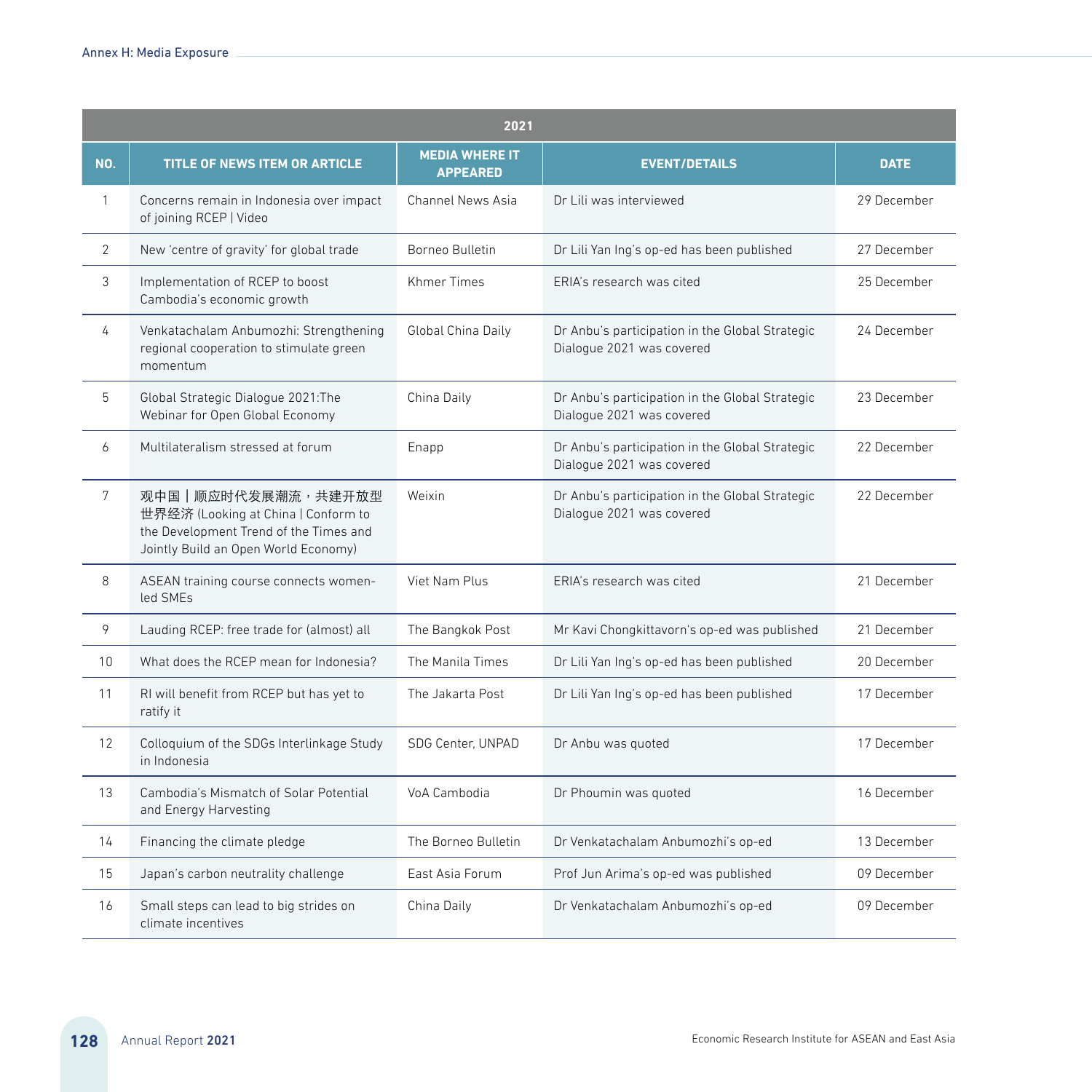| 2021 | | | | |
|---|---|---|---|---|
| NO. | TITLE OF NEWS ITEM OR ARTICLE | MEDIA WHERE IT APPEARED | EVENT/DETAILS | DATE |
| 1 | Concerns remain in Indonesia over impact of joining RCEP \| Video | Channel News Asia | Dr Lili was interviewed | 29 December |
| 2 | New 'centre of gravity' for global trade | Borneo Bulletin | Dr Lili Yan Ing's op-ed has been published | 27 December |
| 3 | Implementation of RCEP to boost Cambodia's economic growth | Khmer Times | ERIA's research was cited | 25 December |
| 4 | Venkatachalam Anbumozhi: Strengthening regional cooperation to stimulate green momentum | Global China Daily | Dr Anbu's participation in the Global Strategic Dialogue 2021 was covered | 24 December |
| 5 | Global Strategic Dialogue 2021:The Webinar for Open Global Economy | China Daily | Dr Anbu's participation in the Global Strategic Dialogue 2021 was covered | 23 December |
| 6 | Multilateralism stressed at forum | Enapp | Dr Anbu's participation in the Global Strategic Dialogue 2021 was covered | 22 December |
| 7 | 观中国丨顺应时代发展潮流，共建开放型世界经济 (Looking at China \| Conform to the Development Trend of the Times and Jointly Build an Open World Economy) | Weixin | Dr Anbu's participation in the Global Strategic Dialogue 2021 was covered | 22 December |
| 8 | ASEAN training course connects women-led SMEs | Viet Nam Plus | ERIA's research was cited | 21 December |
| 9 | Lauding RCEP: free trade for (almost) all | The Bangkok Post | Mr Kavi Chongkittavorn's op-ed was published | 21 December |
| 10 | What does the RCEP mean for Indonesia? | The Manila Times | Dr Lili Yan Ing's op-ed has been published | 20 December |
| 11 | RI will benefit from RCEP but has yet to ratify it | The Jakarta Post | Dr Lili Yan Ing's op-ed has been published | 17 December |
| 12 | Colloquium of the SDGs Interlinkage Study in Indonesia | SDG Center, UNPAD | Dr Anbu was quoted | 17 December |
| 13 | Cambodia's Mismatch of Solar Potential and Energy Harvesting | VoA Cambodia | Dr Phoumin was quoted | 16 December |
| 14 | Financing the climate pledge | The Borneo Bulletin | Dr Venkatachalam Anbumozhi's op-ed | 13 December |
| 15 | Japan's carbon neutrality challenge | East Asia Forum | Prof Jun Arima's op-ed was published | 09 December |
| 16 | Small steps can lead to big strides on climate incentives | China Daily | Dr Venkatachalam Anbumozhi's op-ed | 09 December |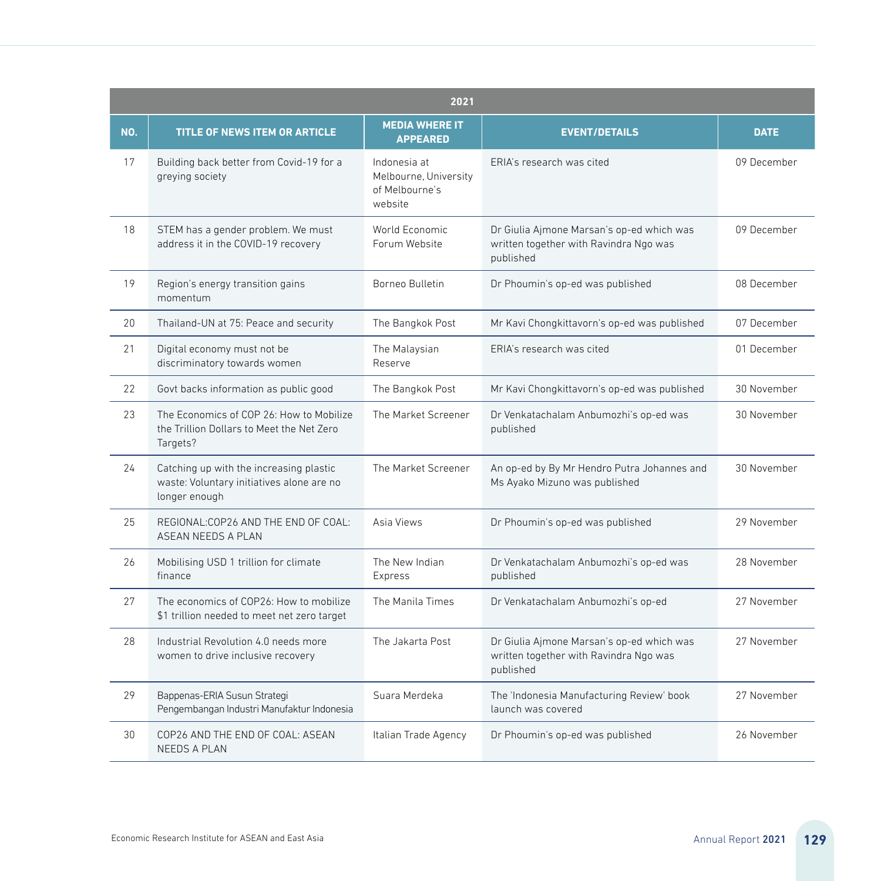| 2021 | | | | |
|---|---|---|---|---|
| NO. | TITLE OF NEWS ITEM OR ARTICLE | MEDIA WHERE IT APPEARED | EVENT/DETAILS | DATE |
| 17 | Building back better from Covid-19 for a greying society | Indonesia at Melbourne, University of Melbourne's website | ERIA's research was cited | 09 December |
| 18 | STEM has a gender problem. We must address it in the COVID-19 recovery | World Economic Forum Website | Dr Giulia Ajmone Marsan's op-ed which was written together with Ravindra Ngo was published | 09 December |
| 19 | Region's energy transition gains momentum | Borneo Bulletin | Dr Phoumin's op-ed was published | 08 December |
| 20 | Thailand-UN at 75: Peace and security | The Bangkok Post | Mr Kavi Chongkittavorn's op-ed was published | 07 December |
| 21 | Digital economy must not be discriminatory towards women | The Malaysian Reserve | ERIA's research was cited | 01 December |
| 22 | Govt backs information as public good | The Bangkok Post | Mr Kavi Chongkittavorn's op-ed was published | 30 November |
| 23 | The Economics of COP 26: How to Mobilize the Trillion Dollars to Meet the Net Zero Targets? | The Market Screener | Dr Venkatachalam Anbumozhi's op-ed was published | 30 November |
| 24 | Catching up with the increasing plastic waste: Voluntary initiatives alone are no longer enough | The Market Screener | An op-ed by By Mr Hendro Putra Johannes and Ms Ayako Mizuno was published | 30 November |
| 25 | REGIONAL:COP26 AND THE END OF COAL: ASEAN NEEDS A PLAN | Asia Views | Dr Phoumin's op-ed was published | 29 November |
| 26 | Mobilising USD 1 trillion for climate finance | The New Indian Express | Dr Venkatachalam Anbumozhi's op-ed was published | 28 November |
| 27 | The economics of COP26: How to mobilize $1 trillion needed to meet net zero target | The Manila Times | Dr Venkatachalam Anbumozhi's op-ed | 27 November |
| 28 | Industrial Revolution 4.0 needs more women to drive inclusive recovery | The Jakarta Post | Dr Giulia Ajmone Marsan's op-ed which was written together with Ravindra Ngo was published | 27 November |
| 29 | Bappenas-ERIA Susun Strategi Pengembangan Industri Manufaktur Indonesia | Suara Merdeka | The 'Indonesia Manufacturing Review' book launch was covered | 27 November |
| 30 | COP26 AND THE END OF COAL: ASEAN NEEDS A PLAN | Italian Trade Agency | Dr Phoumin's op-ed was published | 26 November |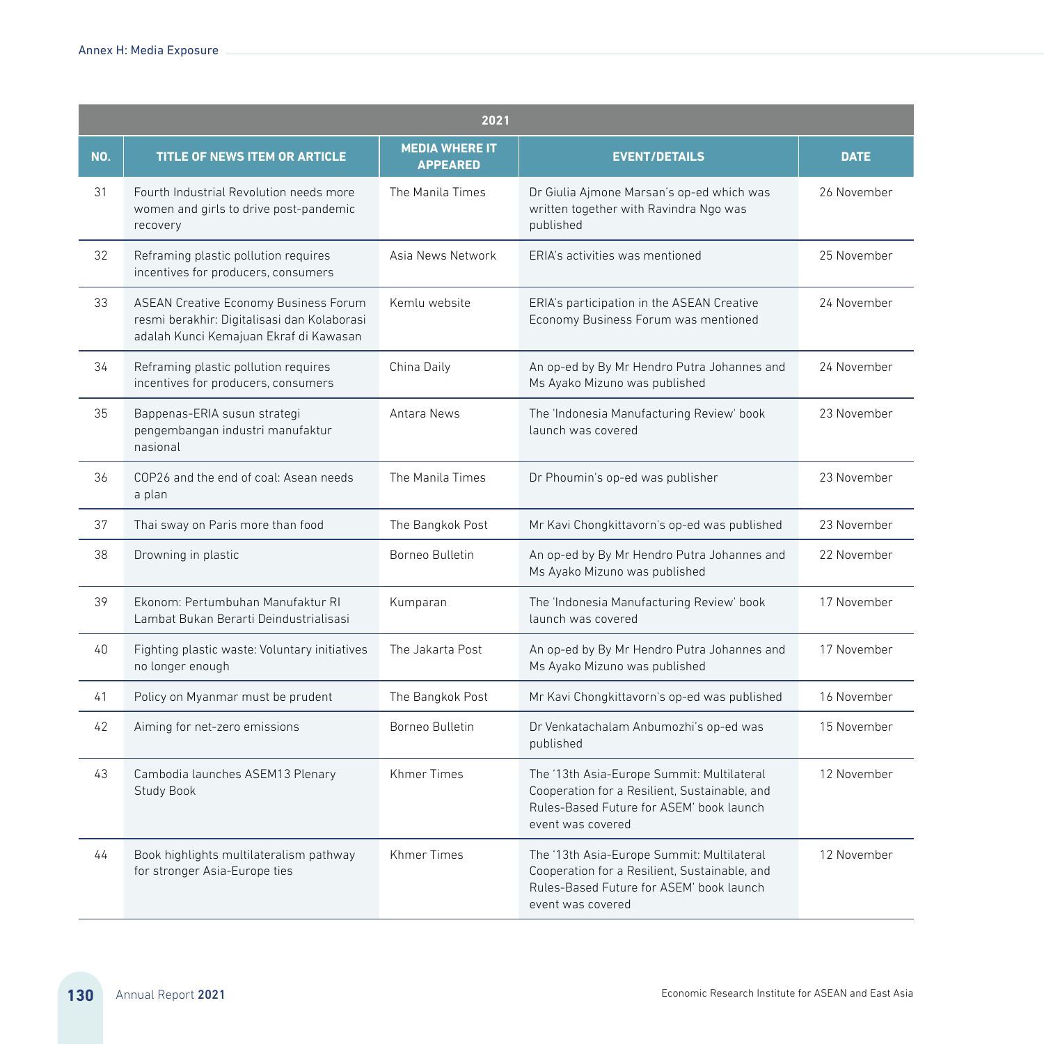| 2021 | | | | |
|---|---|---|---|---|
| **NO.** | **TITLE OF NEWS ITEM OR ARTICLE** | **MEDIA WHERE IT APPEARED** | **EVENT/DETAILS** | **DATE** |
| 31 | Fourth Industrial Revolution needs more women and girls to drive post-pandemic recovery | The Manila Times | Dr Giulia Ajmone Marsan's op-ed which was written together with Ravindra Ngo was published | 26 November |
| 32 | Reframing plastic pollution requires incentives for producers, consumers | Asia News Network | ERIA's activities was mentioned | 25 November |
| 33 | ASEAN Creative Economy Business Forum resmi berakhir: Digitalisasi dan Kolaborasi adalah Kunci Kemajuan Ekraf di Kawasan | Kemlu website | ERIA's participation in the ASEAN Creative Economy Business Forum was mentioned | 24 November |
| 34 | Reframing plastic pollution requires incentives for producers, consumers | China Daily | An op-ed by By Mr Hendro Putra Johannes and Ms Ayako Mizuno was published | 24 November |
| 35 | Bappenas-ERIA susun strategi pengembangan industri manufaktur nasional | Antara News | The 'Indonesia Manufacturing Review' book launch was covered | 23 November |
| 36 | COP26 and the end of coal: Asean needs a plan | The Manila Times | Dr Phoumin's op-ed was publisher | 23 November |
| 37 | Thai sway on Paris more than food | The Bangkok Post | Mr Kavi Chongkittavorn's op-ed was published | 23 November |
| 38 | Drowning in plastic | Borneo Bulletin | An op-ed by By Mr Hendro Putra Johannes and Ms Ayako Mizuno was published | 22 November |
| 39 | Ekonom: Pertumbuhan Manufaktur RI Lambat Bukan Berarti Deindustrialisasi | Kumparan | The 'Indonesia Manufacturing Review' book launch was covered | 17 November |
| 40 | Fighting plastic waste: Voluntary initiatives no longer enough | The Jakarta Post | An op-ed by By Mr Hendro Putra Johannes and Ms Ayako Mizuno was published | 17 November |
| 41 | Policy on Myanmar must be prudent | The Bangkok Post | Mr Kavi Chongkittavorn's op-ed was published | 16 November |
| 42 | Aiming for net-zero emissions | Borneo Bulletin | Dr Venkatachalam Anbumozhi's op-ed was published | 15 November |
| 43 | Cambodia launches ASEM13 Plenary Study Book | Khmer Times | The '13th Asia-Europe Summit: Multilateral Cooperation for a Resilient, Sustainable, and Rules-Based Future for ASEM' book launch event was covered | 12 November |
| 44 | Book highlights multilateralism pathway for stronger Asia-Europe ties | Khmer Times | The '13th Asia-Europe Summit: Multilateral Cooperation for a Resilient, Sustainable, and Rules-Based Future for ASEM' book launch event was covered | 12 November |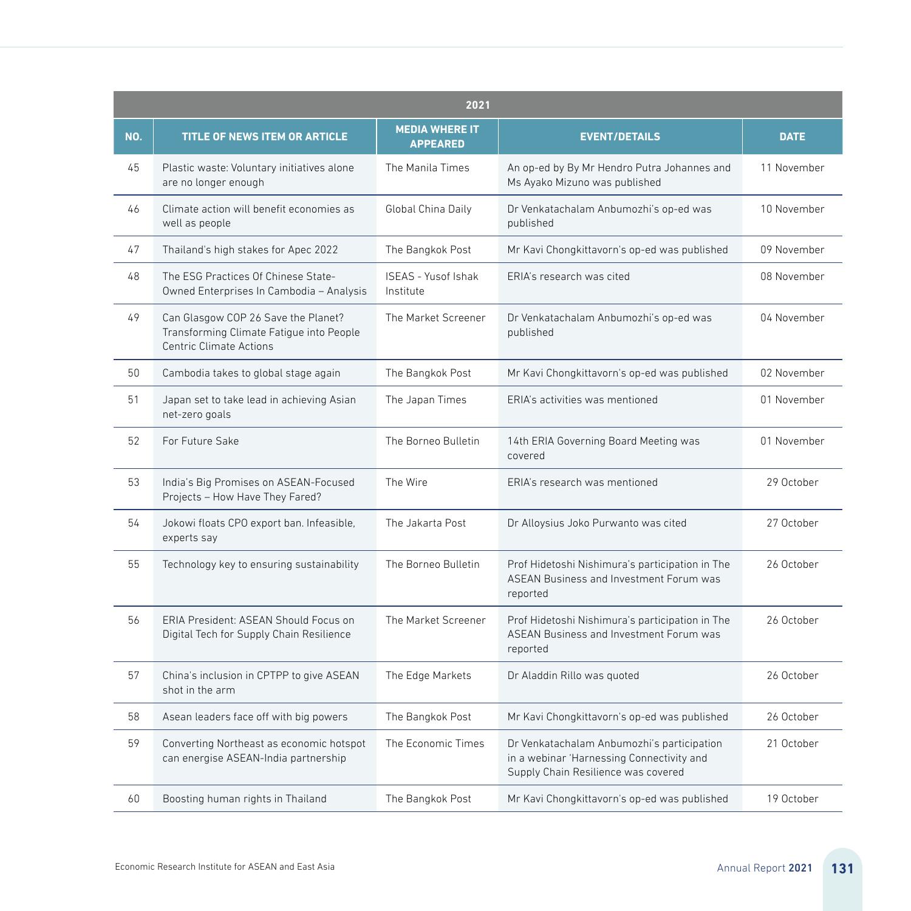| 2021 | | | | |
|---|---|---|---|---|
| NO. | TITLE OF NEWS ITEM OR ARTICLE | MEDIA WHERE IT APPEARED | EVENT/DETAILS | DATE |
| 45 | Plastic waste: Voluntary initiatives alone are no longer enough | The Manila Times | An op-ed by By Mr Hendro Putra Johannes and Ms Ayako Mizuno was published | 11 November |
| 46 | Climate action will benefit economies as well as people | Global China Daily | Dr Venkatachalam Anbumozhi's op-ed was published | 10 November |
| 47 | Thailand's high stakes for Apec 2022 | The Bangkok Post | Mr Kavi Chongkittavorn's op-ed was published | 09 November |
| 48 | The ESG Practices Of Chinese State-Owned Enterprises In Cambodia – Analysis | ISEAS - Yusof Ishak Institute | ERIA's research was cited | 08 November |
| 49 | Can Glasgow COP 26 Save the Planet? Transforming Climate Fatigue into People Centric Climate Actions | The Market Screener | Dr Venkatachalam Anbumozhi's op-ed was published | 04 November |
| 50 | Cambodia takes to global stage again | The Bangkok Post | Mr Kavi Chongkittavorn's op-ed was published | 02 November |
| 51 | Japan set to take lead in achieving Asian net-zero goals | The Japan Times | ERIA's activities was mentioned | 01 November |
| 52 | For Future Sake | The Borneo Bulletin | 14th ERIA Governing Board Meeting was covered | 01 November |
| 53 | India's Big Promises on ASEAN-Focused Projects – How Have They Fared? | The Wire | ERIA's research was mentioned | 29 October |
| 54 | Jokowi floats CPO export ban. Infeasible, experts say | The Jakarta Post | Dr Alloysius Joko Purwanto was cited | 27 October |
| 55 | Technology key to ensuring sustainability | The Borneo Bulletin | Prof Hidetoshi Nishimura's participation in The ASEAN Business and Investment Forum was reported | 26 October |
| 56 | ERIA President: ASEAN Should Focus on Digital Tech for Supply Chain Resilience | The Market Screener | Prof Hidetoshi Nishimura's participation in The ASEAN Business and Investment Forum was reported | 26 October |
| 57 | China's inclusion in CPTPP to give ASEAN shot in the arm | The Edge Markets | Dr Aladdin Rillo was quoted | 26 October |
| 58 | Asean leaders face off with big powers | The Bangkok Post | Mr Kavi Chongkittavorn's op-ed was published | 26 October |
| 59 | Converting Northeast as economic hotspot can energise ASEAN-India partnership | The Economic Times | Dr Venkatachalam Anbumozhi's participation in a webinar 'Harnessing Connectivity and Supply Chain Resilience was covered | 21 October |
| 60 | Boosting human rights in Thailand | The Bangkok Post | Mr Kavi Chongkittavorn's op-ed was published | 19 October |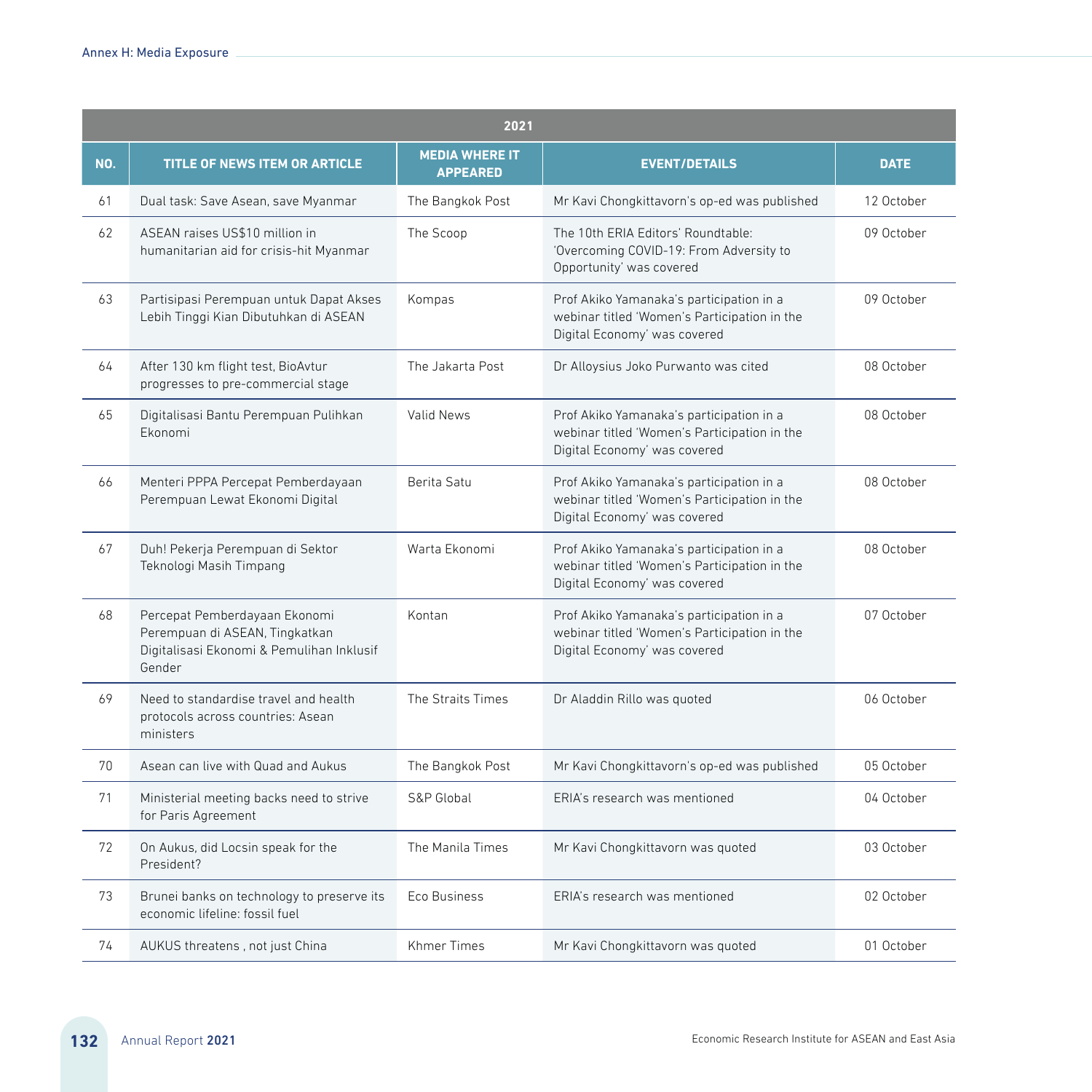| 2021 | | | | |
|---|---|---|---|---|
| NO. | TITLE OF NEWS ITEM OR ARTICLE | MEDIA WHERE IT APPEARED | EVENT/DETAILS | DATE |
| 61 | Dual task: Save Asean, save Myanmar | The Bangkok Post | Mr Kavi Chongkittavorn's op-ed was published | 12 October |
| 62 | ASEAN raises US$10 million in humanitarian aid for crisis-hit Myanmar | The Scoop | The 10th ERIA Editors' Roundtable: 'Overcoming COVID-19: From Adversity to Opportunity' was covered | 09 October |
| 63 | Partisipasi Perempuan untuk Dapat Akses Lebih Tinggi Kian Dibutuhkan di ASEAN | Kompas | Prof Akiko Yamanaka's participation in a webinar titled 'Women's Participation in the Digital Economy' was covered | 09 October |
| 64 | After 130 km flight test, BioAvtur progresses to pre-commercial stage | The Jakarta Post | Dr Alloysius Joko Purwanto was cited | 08 October |
| 65 | Digitalisasi Bantu Perempuan Pulihkan Ekonomi | Valid News | Prof Akiko Yamanaka's participation in a webinar titled 'Women's Participation in the Digital Economy' was covered | 08 October |
| 66 | Menteri PPPA Percepat Pemberdayaan Perempuan Lewat Ekonomi Digital | Berita Satu | Prof Akiko Yamanaka's participation in a webinar titled 'Women's Participation in the Digital Economy' was covered | 08 October |
| 67 | Duh! Pekerja Perempuan di Sektor Teknologi Masih Timpang | Warta Ekonomi | Prof Akiko Yamanaka's participation in a webinar titled 'Women's Participation in the Digital Economy' was covered | 08 October |
| 68 | Percepat Pemberdayaan Ekonomi Perempuan di ASEAN, Tingkatkan Digitalisasi Ekonomi & Pemulihan Inklusif Gender | Kontan | Prof Akiko Yamanaka's participation in a webinar titled 'Women's Participation in the Digital Economy' was covered | 07 October |
| 69 | Need to standardise travel and health protocols across countries: Asean ministers | The Straits Times | Dr Aladdin Rillo was quoted | 06 October |
| 70 | Asean can live with Quad and Aukus | The Bangkok Post | Mr Kavi Chongkittavorn's op-ed was published | 05 October |
| 71 | Ministerial meeting backs need to strive for Paris Agreement | S&P Global | ERIA's research was mentioned | 04 October |
| 72 | On Aukus, did Locsin speak for the President? | The Manila Times | Mr Kavi Chongkittavorn was quoted | 03 October |
| 73 | Brunei banks on technology to preserve its economic lifeline: fossil fuel | Eco Business | ERIA's research was mentioned | 02 October |
| 74 | AUKUS threatens , not just China | Khmer Times | Mr Kavi Chongkittavorn was quoted | 01 October |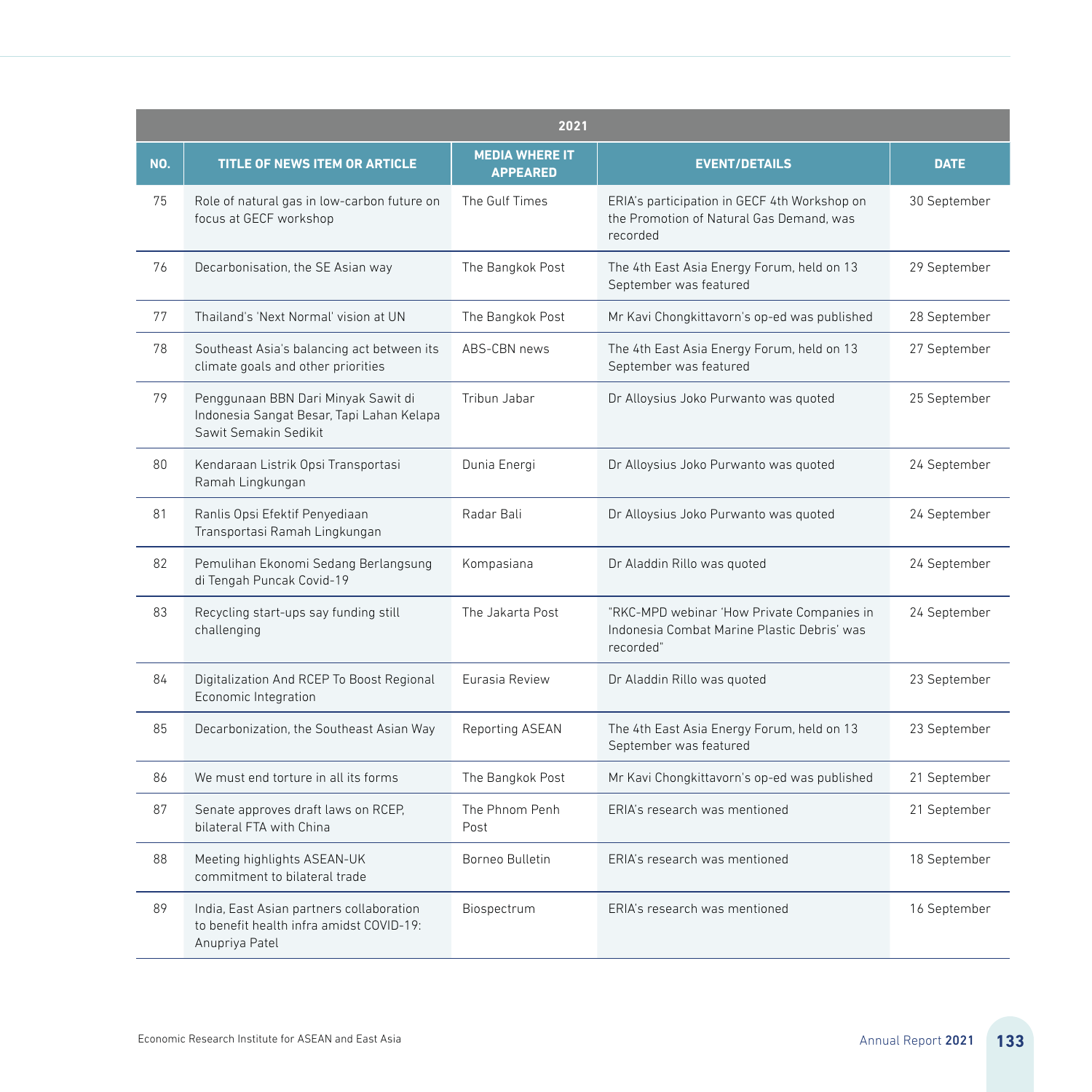| 2021 | | | | |
|---|---|---|---|---|
| NO. | TITLE OF NEWS ITEM OR ARTICLE | MEDIA WHERE IT APPEARED | EVENT/DETAILS | DATE |
| 75 | Role of natural gas in low-carbon future on focus at GECF workshop | The Gulf Times | ERIA's participation in GECF 4th Workshop on the Promotion of Natural Gas Demand, was recorded | 30 September |
| 76 | Decarbonisation, the SE Asian way | The Bangkok Post | The 4th East Asia Energy Forum, held on 13 September was featured | 29 September |
| 77 | Thailand's 'Next Normal' vision at UN | The Bangkok Post | Mr Kavi Chongkittavorn's op-ed was published | 28 September |
| 78 | Southeast Asia's balancing act between its climate goals and other priorities | ABS-CBN news | The 4th East Asia Energy Forum, held on 13 September was featured | 27 September |
| 79 | Penggunaan BBN Dari Minyak Sawit di Indonesia Sangat Besar, Tapi Lahan Kelapa Sawit Semakin Sedikit | Tribun Jabar | Dr Alloysius Joko Purwanto was quoted | 25 September |
| 80 | Kendaraan Listrik Opsi Transportasi Ramah Lingkungan | Dunia Energi | Dr Alloysius Joko Purwanto was quoted | 24 September |
| 81 | Ranlis Opsi Efektif Penyediaan Transportasi Ramah Lingkungan | Radar Bali | Dr Alloysius Joko Purwanto was quoted | 24 September |
| 82 | Pemulihan Ekonomi Sedang Berlangsung di Tengah Puncak Covid-19 | Kompasiana | Dr Aladdin Rillo was quoted | 24 September |
| 83 | Recycling start-ups say funding still challenging | The Jakarta Post | "RKC-MPD webinar 'How Private Companies in Indonesia Combat Marine Plastic Debris' was recorded" | 24 September |
| 84 | Digitalization And RCEP To Boost Regional Economic Integration | Eurasia Review | Dr Aladdin Rillo was quoted | 23 September |
| 85 | Decarbonization, the Southeast Asian Way | Reporting ASEAN | The 4th East Asia Energy Forum, held on 13 September was featured | 23 September |
| 86 | We must end torture in all its forms | The Bangkok Post | Mr Kavi Chongkittavorn's op-ed was published | 21 September |
| 87 | Senate approves draft laws on RCEP, bilateral FTA with China | The Phnom Penh Post | ERIA's research was mentioned | 21 September |
| 88 | Meeting highlights ASEAN-UK commitment to bilateral trade | Borneo Bulletin | ERIA's research was mentioned | 18 September |
| 89 | India, East Asian partners collaboration to benefit health infra amidst COVID-19: Anupriya Patel | Biospectrum | ERIA's research was mentioned | 16 September |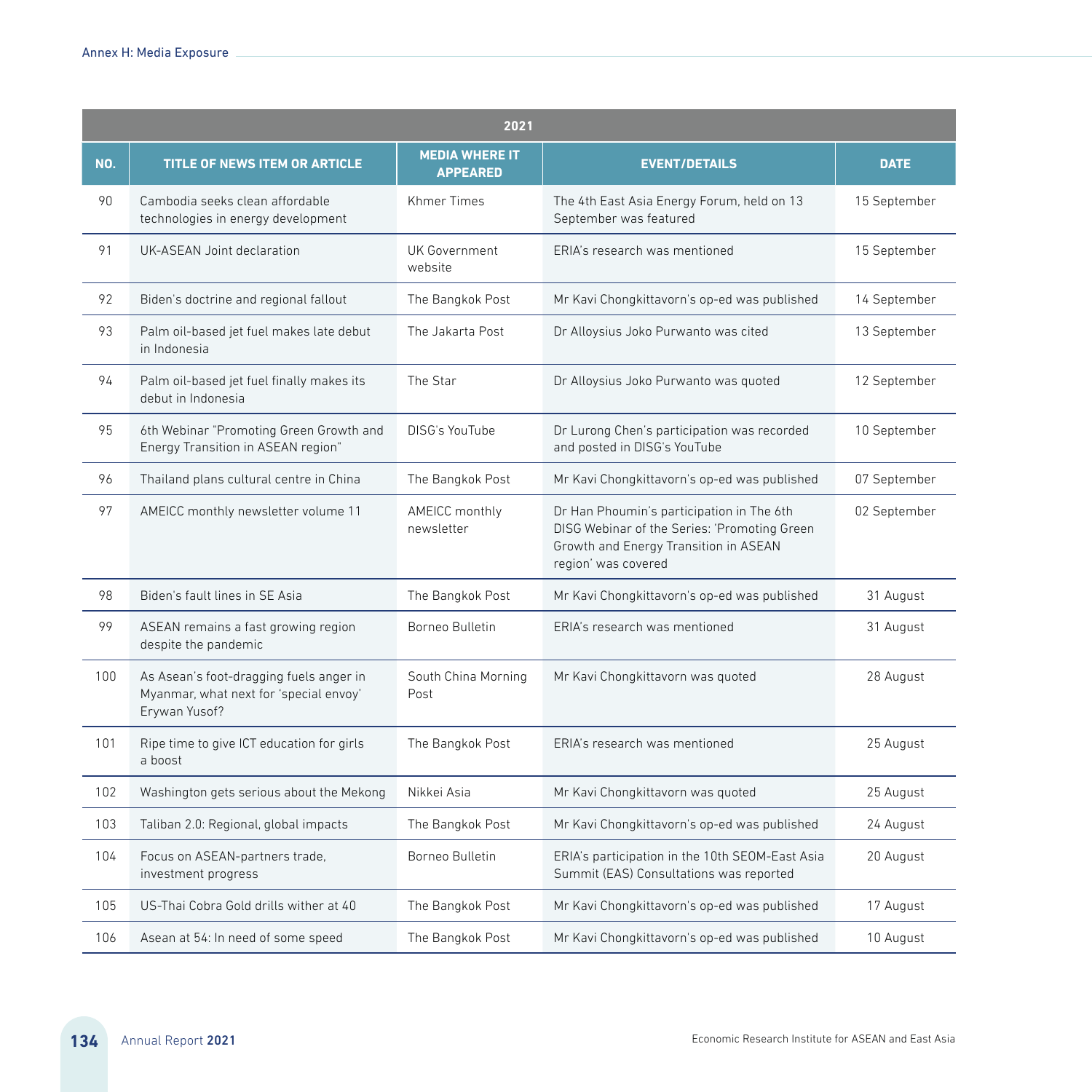| 2021 | | | | |
|---|---|---|---|---|
| NO. | TITLE OF NEWS ITEM OR ARTICLE | MEDIA WHERE IT APPEARED | EVENT/DETAILS | DATE |
| 90 | Cambodia seeks clean affordable technologies in energy development | Khmer Times | The 4th East Asia Energy Forum, held on 13 September was featured | 15 September |
| 91 | UK-ASEAN Joint declaration | UK Government website | ERIA's research was mentioned | 15 September |
| 92 | Biden's doctrine and regional fallout | The Bangkok Post | Mr Kavi Chongkittavorn's op-ed was published | 14 September |
| 93 | Palm oil-based jet fuel makes late debut in Indonesia | The Jakarta Post | Dr Alloysius Joko Purwanto was cited | 13 September |
| 94 | Palm oil-based jet fuel finally makes its debut in Indonesia | The Star | Dr Alloysius Joko Purwanto was quoted | 12 September |
| 95 | 6th Webinar "Promoting Green Growth and Energy Transition in ASEAN region" | DISG's YouTube | Dr Lurong Chen's participation was recorded and posted in DISG's YouTube | 10 September |
| 96 | Thailand plans cultural centre in China | The Bangkok Post | Mr Kavi Chongkittavorn's op-ed was published | 07 September |
| 97 | AMEICC monthly newsletter volume 11 | AMEICC monthly newsletter | Dr Han Phoumin's participation in The 6th DISG Webinar of the Series: 'Promoting Green Growth and Energy Transition in ASEAN region' was covered | 02 September |
| 98 | Biden's fault lines in SE Asia | The Bangkok Post | Mr Kavi Chongkittavorn's op-ed was published | 31 August |
| 99 | ASEAN remains a fast growing region despite the pandemic | Borneo Bulletin | ERIA's research was mentioned | 31 August |
| 100 | As Asean's foot-dragging fuels anger in Myanmar, what next for 'special envoy' Erywan Yusof? | South China Morning Post | Mr Kavi Chongkittavorn was quoted | 28 August |
| 101 | Ripe time to give ICT education for girls a boost | The Bangkok Post | ERIA's research was mentioned | 25 August |
| 102 | Washington gets serious about the Mekong | Nikkei Asia | Mr Kavi Chongkittavorn was quoted | 25 August |
| 103 | Taliban 2.0: Regional, global impacts | The Bangkok Post | Mr Kavi Chongkittavorn's op-ed was published | 24 August |
| 104 | Focus on ASEAN-partners trade, investment progress | Borneo Bulletin | ERIA's participation in the 10th SEOM-East Asia Summit (EAS) Consultations was reported | 20 August |
| 105 | US-Thai Cobra Gold drills wither at 40 | The Bangkok Post | Mr Kavi Chongkittavorn's op-ed was published | 17 August |
| 106 | Asean at 54: In need of some speed | The Bangkok Post | Mr Kavi Chongkittavorn's op-ed was published | 10 August |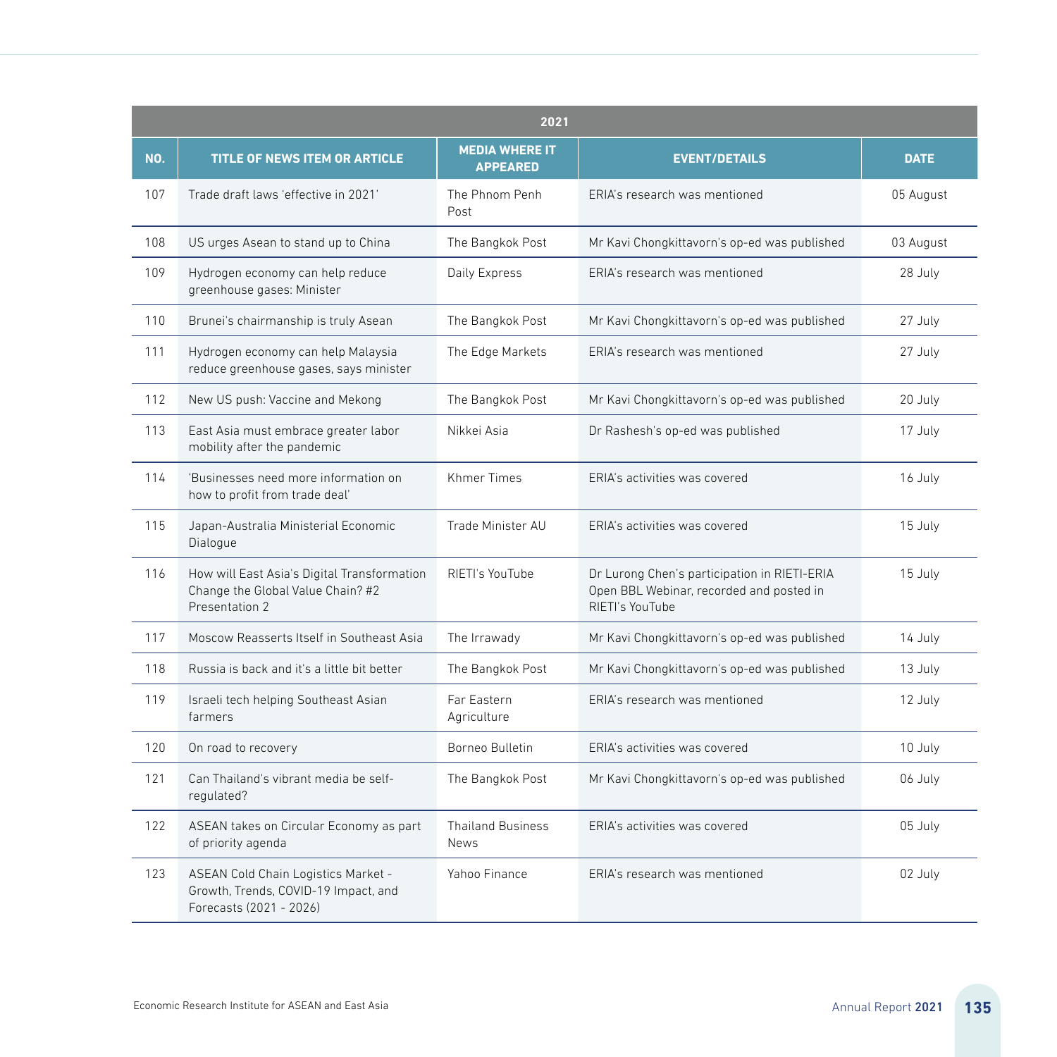| 2021 | | | | |
|---|---|---|---|---|
| NO. | TITLE OF NEWS ITEM OR ARTICLE | MEDIA WHERE IT APPEARED | EVENT/DETAILS | DATE |
| 107 | Trade draft laws 'effective in 2021' | The Phnom Penh Post | ERIA's research was mentioned | 05 August |
| 108 | US urges Asean to stand up to China | The Bangkok Post | Mr Kavi Chongkittavorn's op-ed was published | 03 August |
| 109 | Hydrogen economy can help reduce greenhouse gases: Minister | Daily Express | ERIA's research was mentioned | 28 July |
| 110 | Brunei's chairmanship is truly Asean | The Bangkok Post | Mr Kavi Chongkittavorn's op-ed was published | 27 July |
| 111 | Hydrogen economy can help Malaysia reduce greenhouse gases, says minister | The Edge Markets | ERIA's research was mentioned | 27 July |
| 112 | New US push: Vaccine and Mekong | The Bangkok Post | Mr Kavi Chongkittavorn's op-ed was published | 20 July |
| 113 | East Asia must embrace greater labor mobility after the pandemic | Nikkei Asia | Dr Rashesh's op-ed was published | 17 July |
| 114 | 'Businesses need more information on how to profit from trade deal' | Khmer Times | ERIA's activities was covered | 16 July |
| 115 | Japan-Australia Ministerial Economic Dialogue | Trade Minister AU | ERIA's activities was covered | 15 July |
| 116 | How will East Asia's Digital Transformation Change the Global Value Chain? #2 Presentation 2 | RIETI's YouTube | Dr Lurong Chen's participation in RIETI-ERIA Open BBL Webinar, recorded and posted in RIETI's YouTube | 15 July |
| 117 | Moscow Reasserts Itself in Southeast Asia | The Irrawady | Mr Kavi Chongkittavorn's op-ed was published | 14 July |
| 118 | Russia is back and it's a little bit better | The Bangkok Post | Mr Kavi Chongkittavorn's op-ed was published | 13 July |
| 119 | Israeli tech helping Southeast Asian farmers | Far Eastern Agriculture | ERIA's research was mentioned | 12 July |
| 120 | On road to recovery | Borneo Bulletin | ERIA's activities was covered | 10 July |
| 121 | Can Thailand's vibrant media be self-regulated? | The Bangkok Post | Mr Kavi Chongkittavorn's op-ed was published | 06 July |
| 122 | ASEAN takes on Circular Economy as part of priority agenda | Thailand Business News | ERIA's activities was covered | 05 July |
| 123 | ASEAN Cold Chain Logistics Market - Growth, Trends, COVID-19 Impact, and Forecasts (2021 - 2026) | Yahoo Finance | ERIA's research was mentioned | 02 July |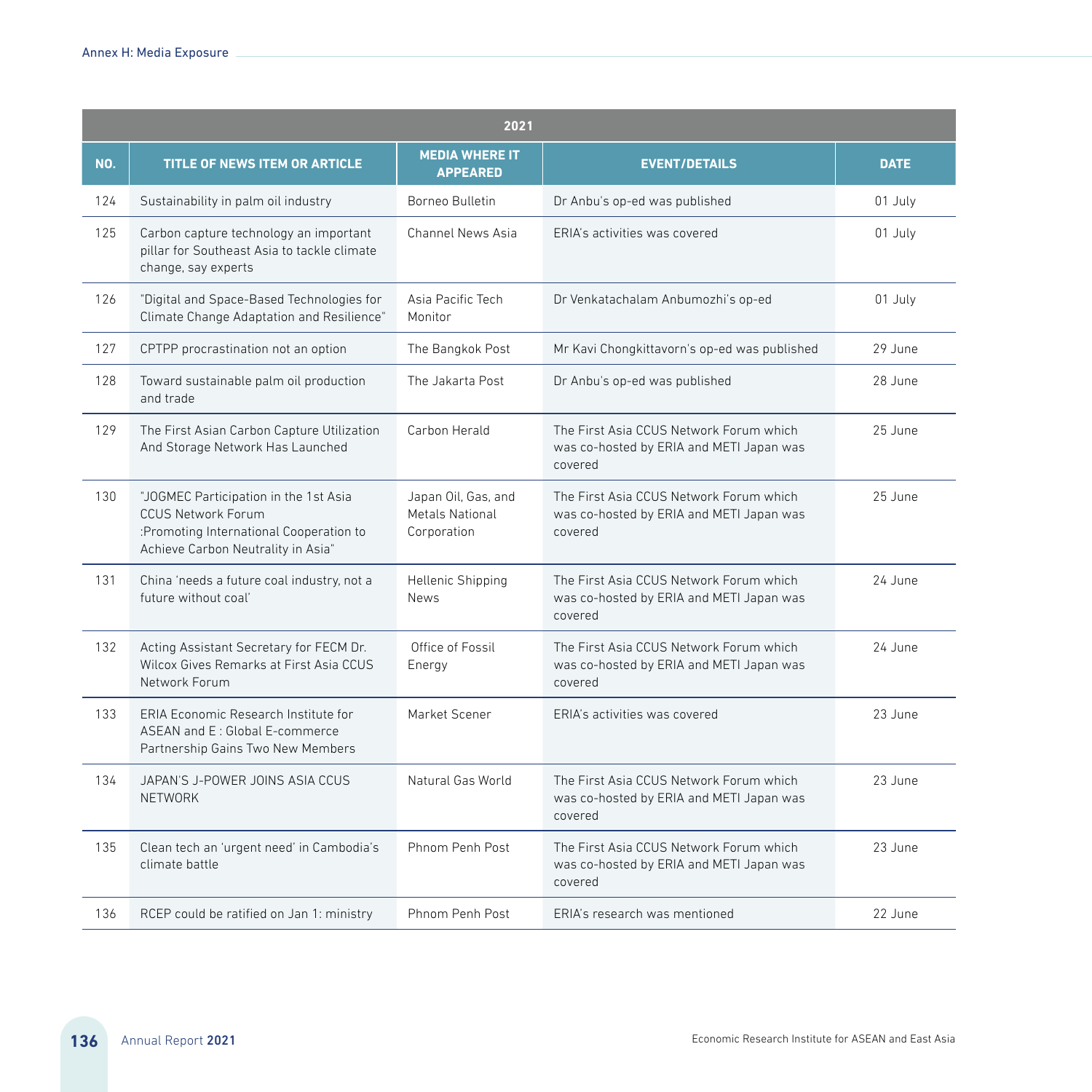| 2021 | | | | |
|---|---|---|---|---|
| NO. | TITLE OF NEWS ITEM OR ARTICLE | MEDIA WHERE IT APPEARED | EVENT/DETAILS | DATE |
| 124 | Sustainability in palm oil industry | Borneo Bulletin | Dr Anbu's op-ed was published | 01 July |
| 125 | Carbon capture technology an important pillar for Southeast Asia to tackle climate change, say experts | Channel News Asia | ERIA's activities was covered | 01 July |
| 126 | "Digital and Space-Based Technologies for Climate Change Adaptation and Resilience" | Asia Pacific Tech Monitor | Dr Venkatachalam Anbumozhi's op-ed | 01 July |
| 127 | CPTPP procrastination not an option | The Bangkok Post | Mr Kavi Chongkittavorn's op-ed was published | 29 June |
| 128 | Toward sustainable palm oil production and trade | The Jakarta Post | Dr Anbu's op-ed was published | 28 June |
| 129 | The First Asian Carbon Capture Utilization And Storage Network Has Launched | Carbon Herald | The First Asia CCUS Network Forum which was co-hosted by ERIA and METI Japan was covered | 25 June |
| 130 | "JOGMEC Participation in the 1st Asia CCUS Network Forum :Promoting International Cooperation to Achieve Carbon Neutrality in Asia" | Japan Oil, Gas, and Metals National Corporation | The First Asia CCUS Network Forum which was co-hosted by ERIA and METI Japan was covered | 25 June |
| 131 | China 'needs a future coal industry, not a future without coal' | Hellenic Shipping News | The First Asia CCUS Network Forum which was co-hosted by ERIA and METI Japan was covered | 24 June |
| 132 | Acting Assistant Secretary for FECM Dr. Wilcox Gives Remarks at First Asia CCUS Network Forum | Office of Fossil Energy | The First Asia CCUS Network Forum which was co-hosted by ERIA and METI Japan was covered | 24 June |
| 133 | ERIA Economic Research Institute for ASEAN and E : Global E-commerce Partnership Gains Two New Members | Market Scener | ERIA's activities was covered | 23 June |
| 134 | JAPAN'S J-POWER JOINS ASIA CCUS NETWORK | Natural Gas World | The First Asia CCUS Network Forum which was co-hosted by ERIA and METI Japan was covered | 23 June |
| 135 | Clean tech an 'urgent need' in Cambodia's climate battle | Phnom Penh Post | The First Asia CCUS Network Forum which was co-hosted by ERIA and METI Japan was covered | 23 June |
| 136 | RCEP could be ratified on Jan 1: ministry | Phnom Penh Post | ERIA's research was mentioned | 22 June |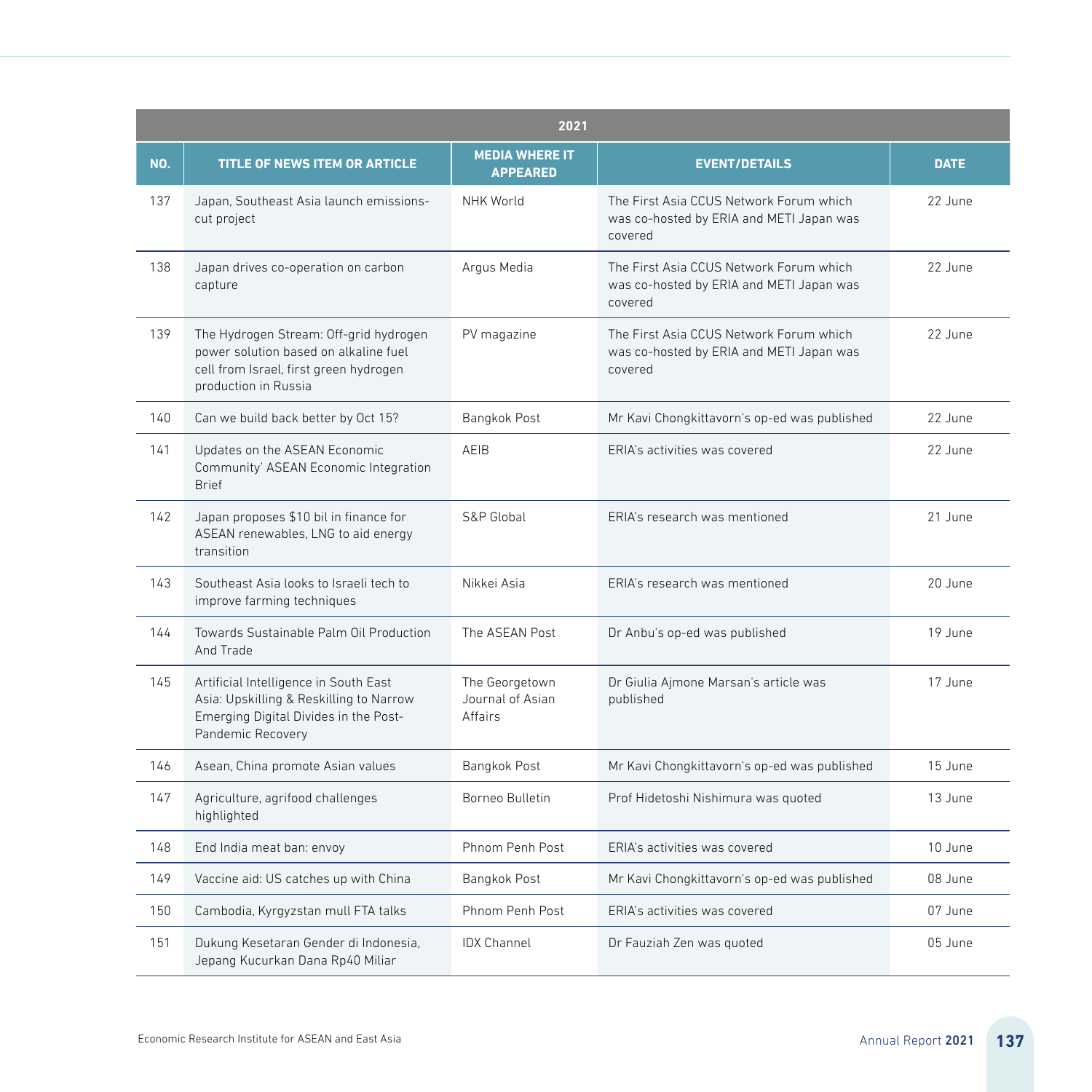| 2021 | | | | |
|---|---|---|---|---|
| NO. | TITLE OF NEWS ITEM OR ARTICLE | MEDIA WHERE IT APPEARED | EVENT/DETAILS | DATE |
| 137 | Japan, Southeast Asia launch emissions-cut project | NHK World | The First Asia CCUS Network Forum which was co-hosted by ERIA and METI Japan was covered | 22 June |
| 138 | Japan drives co-operation on carbon capture | Argus Media | The First Asia CCUS Network Forum which was co-hosted by ERIA and METI Japan was covered | 22 June |
| 139 | The Hydrogen Stream: Off-grid hydrogen power solution based on alkaline fuel cell from Israel, first green hydrogen production in Russia | PV magazine | The First Asia CCUS Network Forum which was co-hosted by ERIA and METI Japan was covered | 22 June |
| 140 | Can we build back better by Oct 15? | Bangkok Post | Mr Kavi Chongkittavorn's op-ed was published | 22 June |
| 141 | Updates on the ASEAN Economic Community' ASEAN Economic Integration Brief | AEIB | ERIA's activities was covered | 22 June |
| 142 | Japan proposes $10 bil in finance for ASEAN renewables, LNG to aid energy transition | S&P Global | ERIA's research was mentioned | 21 June |
| 143 | Southeast Asia looks to Israeli tech to improve farming techniques | Nikkei Asia | ERIA's research was mentioned | 20 June |
| 144 | Towards Sustainable Palm Oil Production And Trade | The ASEAN Post | Dr Anbu's op-ed was published | 19 June |
| 145 | Artificial Intelligence in South East Asia: Upskilling & Reskilling to Narrow Emerging Digital Divides in the Post-Pandemic Recovery | The Georgetown Journal of Asian Affairs | Dr Giulia Ajmone Marsan's article was published | 17 June |
| 146 | Asean, China promote Asian values | Bangkok Post | Mr Kavi Chongkittavorn's op-ed was published | 15 June |
| 147 | Agriculture, agrifood challenges highlighted | Borneo Bulletin | Prof Hidetoshi Nishimura was quoted | 13 June |
| 148 | End India meat ban: envoy | Phnom Penh Post | ERIA's activities was covered | 10 June |
| 149 | Vaccine aid: US catches up with China | Bangkok Post | Mr Kavi Chongkittavorn's op-ed was published | 08 June |
| 150 | Cambodia, Kyrgyzstan mull FTA talks | Phnom Penh Post | ERIA's activities was covered | 07 June |
| 151 | Dukung Kesetaran Gender di Indonesia, Jepang Kucurkan Dana Rp40 Miliar | IDX Channel | Dr Fauziah Zen was quoted | 05 June |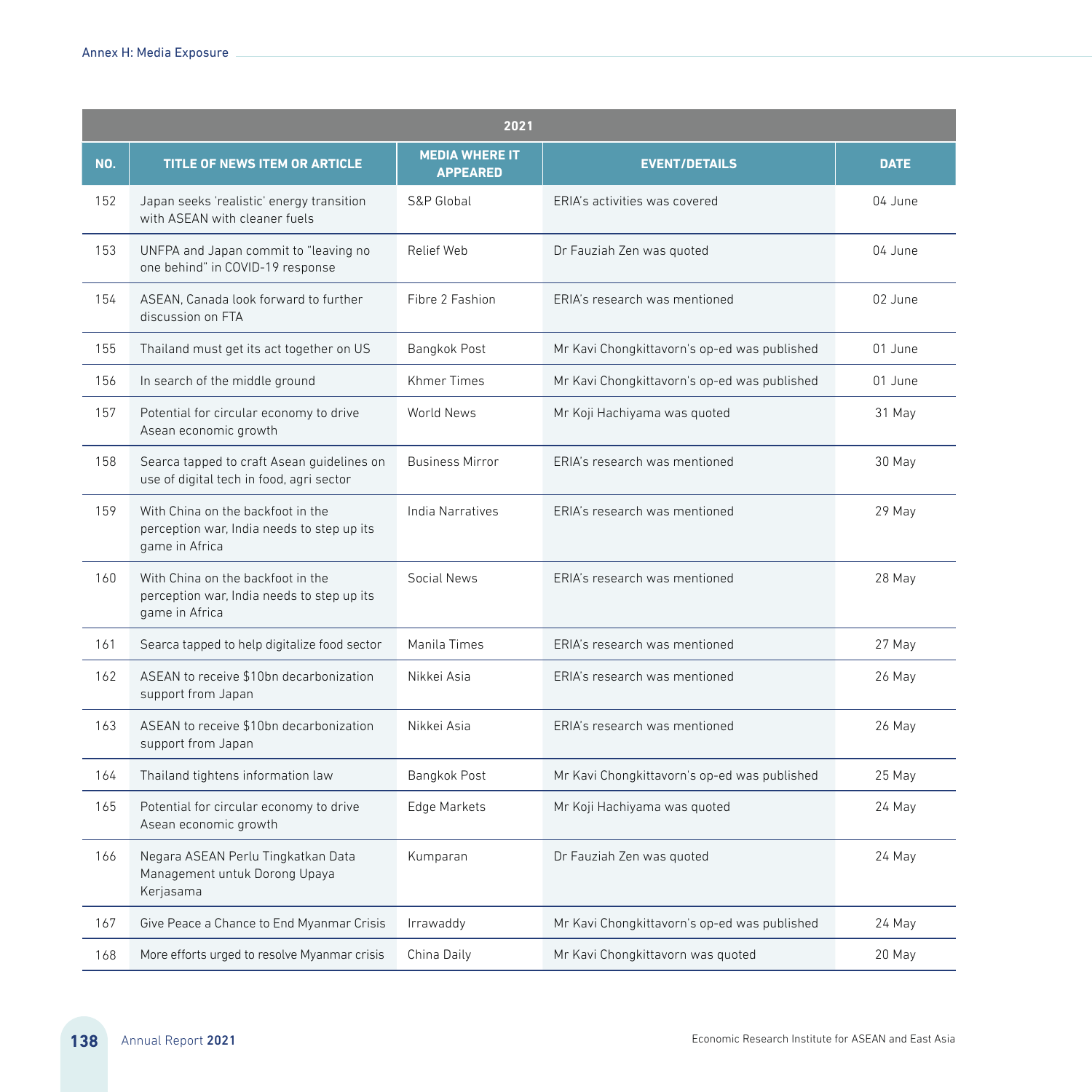| 2021 | | | | |
|---|---|---|---|---|
| NO. | TITLE OF NEWS ITEM OR ARTICLE | MEDIA WHERE IT APPEARED | EVENT/DETAILS | DATE |
| 152 | Japan seeks 'realistic' energy transition with ASEAN with cleaner fuels | S&P Global | ERIA's activities was covered | 04 June |
| 153 | UNFPA and Japan commit to "leaving no one behind" in COVID-19 response | Relief Web | Dr Fauziah Zen was quoted | 04 June |
| 154 | ASEAN, Canada look forward to further discussion on FTA | Fibre 2 Fashion | ERIA's research was mentioned | 02 June |
| 155 | Thailand must get its act together on US | Bangkok Post | Mr Kavi Chongkittavorn's op-ed was published | 01 June |
| 156 | In search of the middle ground | Khmer Times | Mr Kavi Chongkittavorn's op-ed was published | 01 June |
| 157 | Potential for circular economy to drive Asean economic growth | World News | Mr Koji Hachiyama was quoted | 31 May |
| 158 | Searca tapped to craft Asean guidelines on use of digital tech in food, agri sector | Business Mirror | ERIA's research was mentioned | 30 May |
| 159 | With China on the backfoot in the perception war, India needs to step up its game in Africa | India Narratives | ERIA's research was mentioned | 29 May |
| 160 | With China on the backfoot in the perception war, India needs to step up its game in Africa | Social News | ERIA's research was mentioned | 28 May |
| 161 | Searca tapped to help digitalize food sector | Manila Times | ERIA's research was mentioned | 27 May |
| 162 | ASEAN to receive $10bn decarbonization support from Japan | Nikkei Asia | ERIA's research was mentioned | 26 May |
| 163 | ASEAN to receive $10bn decarbonization support from Japan | Nikkei Asia | ERIA's research was mentioned | 26 May |
| 164 | Thailand tightens information law | Bangkok Post | Mr Kavi Chongkittavorn's op-ed was published | 25 May |
| 165 | Potential for circular economy to drive Asean economic growth | Edge Markets | Mr Koji Hachiyama was quoted | 24 May |
| 166 | Negara ASEAN Perlu Tingkatkan Data Management untuk Dorong Upaya Kerjasama | Kumparan | Dr Fauziah Zen was quoted | 24 May |
| 167 | Give Peace a Chance to End Myanmar Crisis | Irrawaddy | Mr Kavi Chongkittavorn's op-ed was published | 24 May |
| 168 | More efforts urged to resolve Myanmar crisis | China Daily | Mr Kavi Chongkittavorn was quoted | 20 May |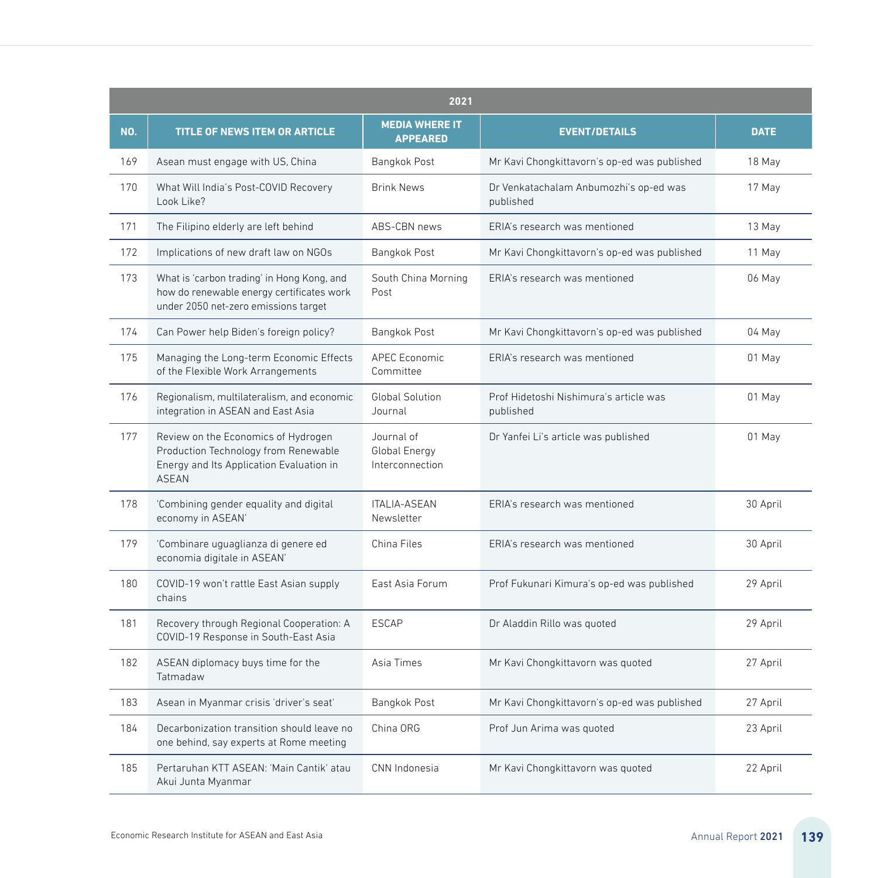| 2021 | | | | |
|---|---|---|---|---|
| **NO.** | **TITLE OF NEWS ITEM OR ARTICLE** | **MEDIA WHERE IT APPEARED** | **EVENT/DETAILS** | **DATE** |
| 169 | Asean must engage with US, China | Bangkok Post | Mr Kavi Chongkittavorn's op-ed was published | 18 May |
| 170 | What Will India's Post-COVID Recovery Look Like? | Brink News | Dr Venkatachalam Anbumozhi's op-ed was published | 17 May |
| 171 | The Filipino elderly are left behind | ABS-CBN news | ERIA's research was mentioned | 13 May |
| 172 | Implications of new draft law on NGOs | Bangkok Post | Mr Kavi Chongkittavorn's op-ed was published | 11 May |
| 173 | What is 'carbon trading' in Hong Kong, and how do renewable energy certificates work under 2050 net-zero emissions target | South China Morning Post | ERIA's research was mentioned | 06 May |
| 174 | Can Power help Biden's foreign policy? | Bangkok Post | Mr Kavi Chongkittavorn's op-ed was published | 04 May |
| 175 | Managing the Long-term Economic Effects of the Flexible Work Arrangements | APEC Economic Committee | ERIA's research was mentioned | 01 May |
| 176 | Regionalism, multilateralism, and economic integration in ASEAN and East Asia | Global Solution Journal | Prof Hidetoshi Nishimura's article was published | 01 May |
| 177 | Review on the Economics of Hydrogen Production Technology from Renewable Energy and Its Application Evaluation in ASEAN | Journal of Global Energy Interconnection | Dr Yanfei Li's article was published | 01 May |
| 178 | 'Combining gender equality and digital economy in ASEAN' | ITALIA-ASEAN Newsletter | ERIA's research was mentioned | 30 April |
| 179 | 'Combinare uguaglianza di genere ed economia digitale in ASEAN' | China Files | ERIA's research was mentioned | 30 April |
| 180 | COVID-19 won't rattle East Asian supply chains | East Asia Forum | Prof Fukunari Kimura's op-ed was published | 29 April |
| 181 | Recovery through Regional Cooperation: A COVID-19 Response in South-East Asia | ESCAP | Dr Aladdin Rillo was quoted | 29 April |
| 182 | ASEAN diplomacy buys time for the Tatmadaw | Asia Times | Mr Kavi Chongkittavorn was quoted | 27 April |
| 183 | Asean in Myanmar crisis 'driver's seat' | Bangkok Post | Mr Kavi Chongkittavorn's op-ed was published | 27 April |
| 184 | Decarbonization transition should leave no one behind, say experts at Rome meeting | China ORG | Prof Jun Arima was quoted | 23 April |
| 185 | Pertaruhan KTT ASEAN: 'Main Cantik' atau Akui Junta Myanmar | CNN Indonesia | Mr Kavi Chongkittavorn was quoted | 22 April |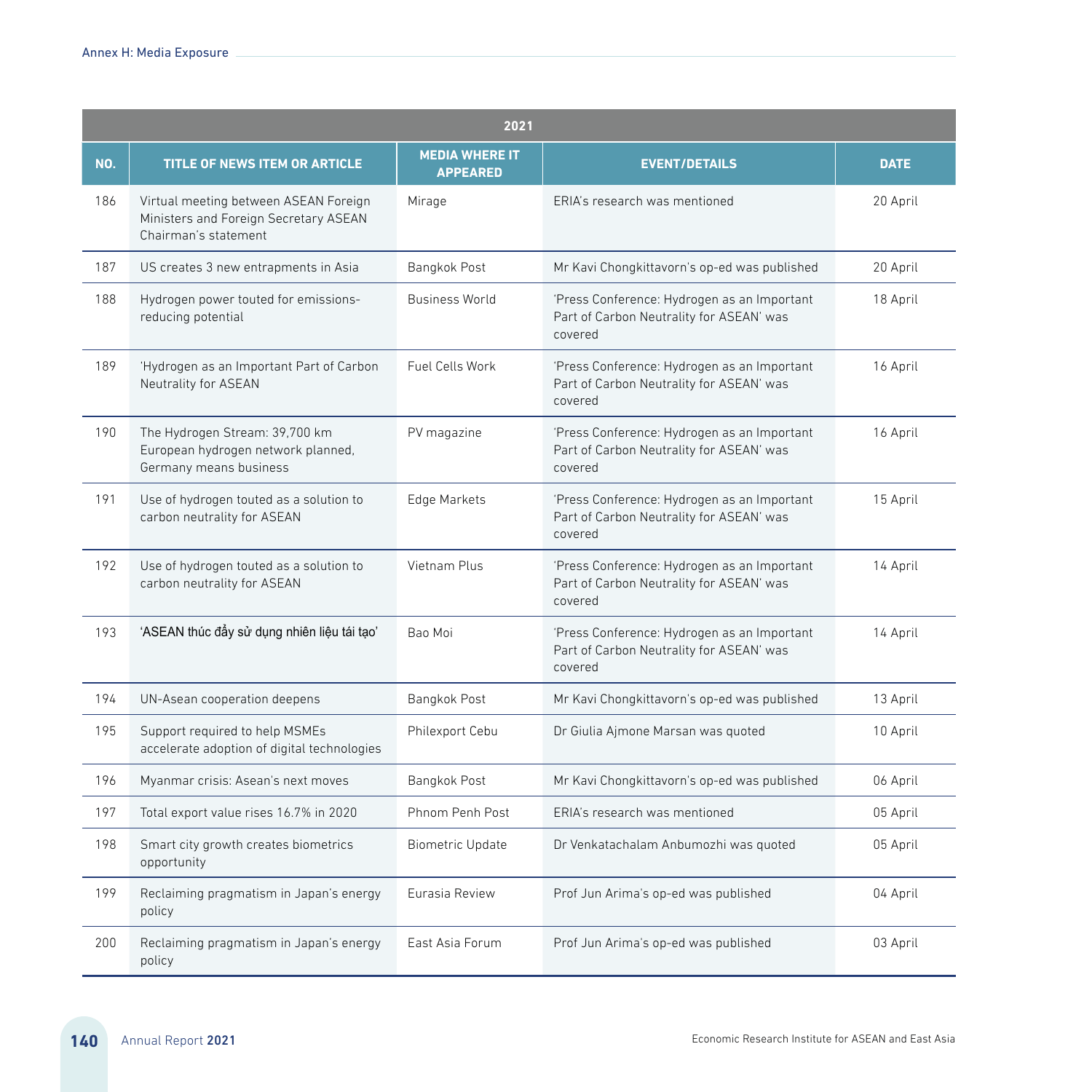| 2021 | | | | |
|---|---|---|---|---|
| **NO.** | **TITLE OF NEWS ITEM OR ARTICLE** | **MEDIA WHERE IT APPEARED** | **EVENT/DETAILS** | **DATE** |
| 186 | Virtual meeting between ASEAN Foreign Ministers and Foreign Secretary ASEAN Chairman's statement | Mirage | ERIA's research was mentioned | 20 April |
| 187 | US creates 3 new entrapments in Asia | Bangkok Post | Mr Kavi Chongkittavorn's op-ed was published | 20 April |
| 188 | Hydrogen power touted for emissions-reducing potential | Business World | 'Press Conference: Hydrogen as an Important Part of Carbon Neutrality for ASEAN' was covered | 18 April |
| 189 | 'Hydrogen as an Important Part of Carbon Neutrality for ASEAN | Fuel Cells Work | 'Press Conference: Hydrogen as an Important Part of Carbon Neutrality for ASEAN' was covered | 16 April |
| 190 | The Hydrogen Stream: 39,700 km European hydrogen network planned, Germany means business | PV magazine | 'Press Conference: Hydrogen as an Important Part of Carbon Neutrality for ASEAN' was covered | 16 April |
| 191 | Use of hydrogen touted as a solution to carbon neutrality for ASEAN | Edge Markets | 'Press Conference: Hydrogen as an Important Part of Carbon Neutrality for ASEAN' was covered | 15 April |
| 192 | Use of hydrogen touted as a solution to carbon neutrality for ASEAN | Vietnam Plus | 'Press Conference: Hydrogen as an Important Part of Carbon Neutrality for ASEAN' was covered | 14 April |
| 193 | 'ASEAN thúc đẩy sử dụng nhiên liệu tái tạo' | Bao Moi | 'Press Conference: Hydrogen as an Important Part of Carbon Neutrality for ASEAN' was covered | 14 April |
| 194 | UN-Asean cooperation deepens | Bangkok Post | Mr Kavi Chongkittavorn's op-ed was published | 13 April |
| 195 | Support required to help MSMEs accelerate adoption of digital technologies | Philexport Cebu | Dr Giulia Ajmone Marsan was quoted | 10 April |
| 196 | Myanmar crisis: Asean's next moves | Bangkok Post | Mr Kavi Chongkittavorn's op-ed was published | 06 April |
| 197 | Total export value rises 16.7% in 2020 | Phnom Penh Post | ERIA's research was mentioned | 05 April |
| 198 | Smart city growth creates biometrics opportunity | Biometric Update | Dr Venkatachalam Anbumozhi was quoted | 05 April |
| 199 | Reclaiming pragmatism in Japan's energy policy | Eurasia Review | Prof Jun Arima's op-ed was published | 04 April |
| 200 | Reclaiming pragmatism in Japan's energy policy | East Asia Forum | Prof Jun Arima's op-ed was published | 03 April |